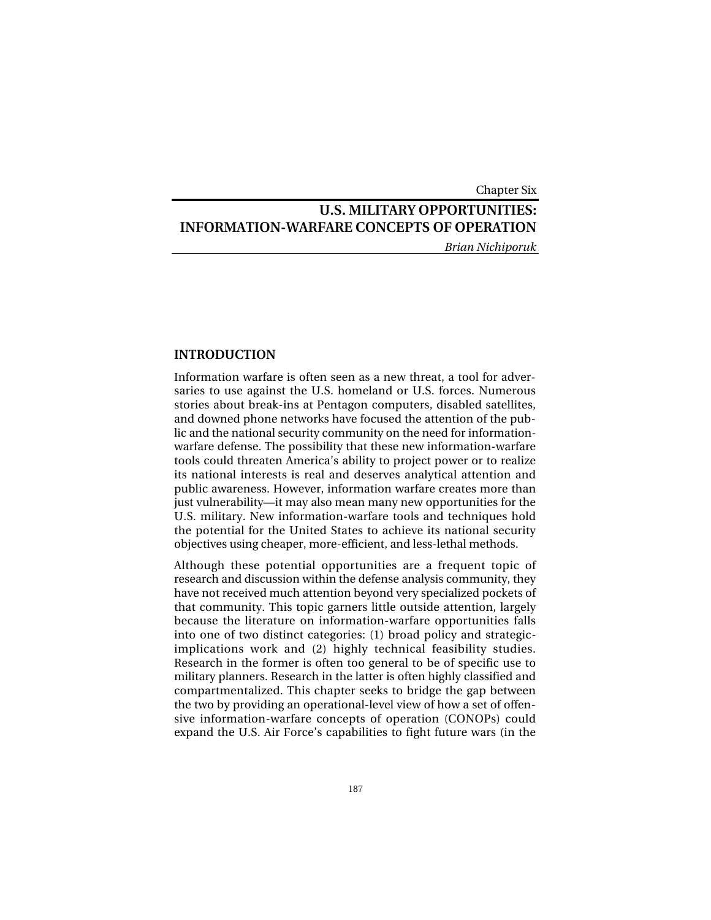Chapter Six

# U.S. MILITARY OPPORTUNITIES: INFORMATION-WARFARE CONCEPTS OF OPERATION

*Brian Nichiporuk*

## INTRODUCTION

Information warfare is often seen as a new threat, a tool for adversaries to use against the U.S. homeland or U.S. forces. Numerous stories about break-ins at Pentagon computers, disabled satellites, and downed phone networks have focused the attention of the public and the national security community on the need for information-warfare defense. The possibility that these new information-warfare tools could threaten America's ability to project power or to realize its national interests is real and deserves analytical attention and public awareness. However, information warfare creates more than just vulnerability—it may also mean many new opportunities for the U.S. military. New information-warfare tools and techniques hold the potential for the United States to achieve its national security objectives using cheaper, more-efficient, and less-lethal methods.

Although these potential opportunities are a frequent topic of research and discussion within the defense analysis community, they have not received much attention beyond very specialized pockets of that community. This topic garners little outside attention, largely because the literature on information-warfare opportunities falls into one of two distinct categories: (1) broad policy and strategic-implications work and (2) highly technical feasibility studies. Research in the former is often too general to be of specific use to military planners. Research in the latter is often highly classified and compartmentalized. This chapter seeks to bridge the gap between the two by providing an operational-level view of how a set of offensive information-warfare concepts of operation (CONOPs) could expand the U.S. Air Force's capabilities to fight future wars (in the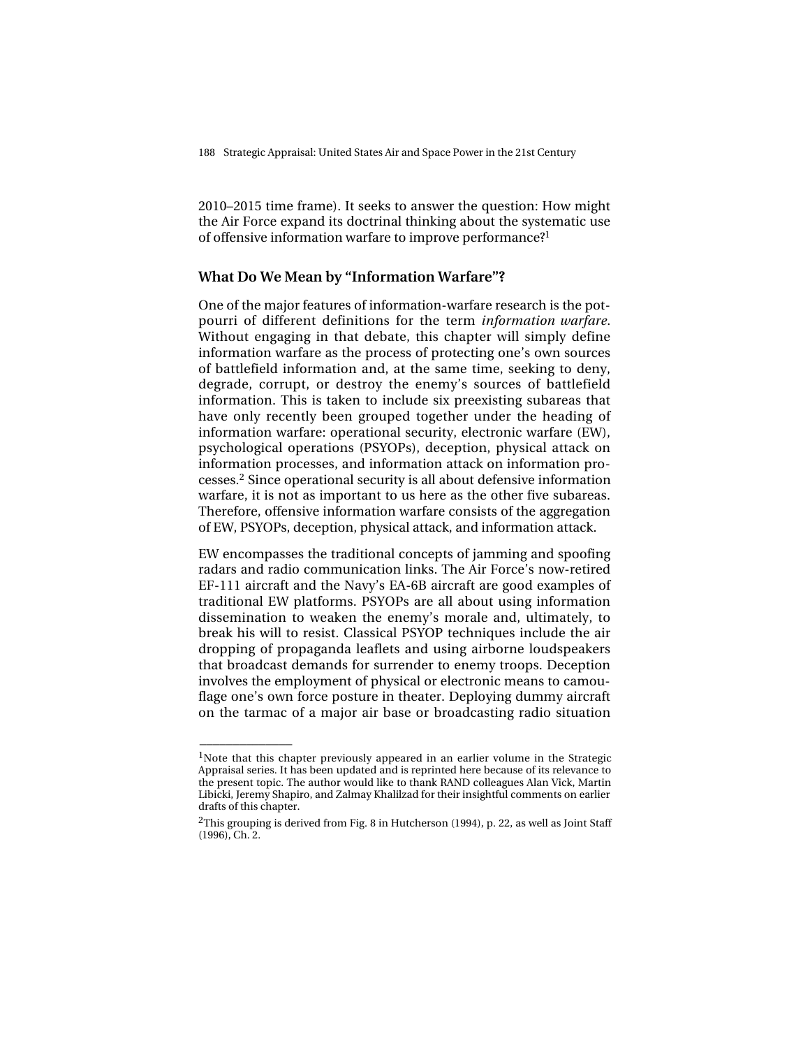2010–2015 time frame). It seeks to answer the question: How might the Air Force expand its doctrinal thinking about the systematic use of offensive information warfare to improve performance?[1]

## What Do We Mean by "Information Warfare"?

One of the major features of information-warfare research is the potpourri of different definitions for the term *information warfare*. Without engaging in that debate, this chapter will simply define information warfare as the process of protecting one's own sources of battlefield information and, at the same time, seeking to deny, degrade, corrupt, or destroy the enemy's sources of battlefield information. This is taken to include six preexisting subareas that have only recently been grouped together under the heading of information warfare: operational security, electronic warfare (EW), psychological operations (PSYOPs), deception, physical attack on information processes, and information attack on information processes.[2] Since operational security is all about defensive information warfare, it is not as important to us here as the other five subareas. Therefore, offensive information warfare consists of the aggregation of EW, PSYOPs, deception, physical attack, and information attack.

EW encompasses the traditional concepts of jamming and spoofing radars and radio communication links. The Air Force's now-retired EF-111 aircraft and the Navy's EA-6B aircraft are good examples of traditional EW platforms. PSYOPs are all about using information dissemination to weaken the enemy's morale and, ultimately, to break his will to resist. Classical PSYOP techniques include the air dropping of propaganda leaflets and using airborne loudspeakers that broadcast demands for surrender to enemy troops. Deception involves the employment of physical or electronic means to camouflage one's own force posture in theater. Deploying dummy aircraft on the tarmac of a major air base or broadcasting radio situation

---

[1]Note that this chapter previously appeared in an earlier volume in the Strategic Appraisal series. It has been updated and is reprinted here because of its relevance to the present topic. The author would like to thank RAND colleagues Alan Vick, Martin Libicki, Jeremy Shapiro, and Zalmay Khalilzad for their insightful comments on earlier drafts of this chapter.

[2]This grouping is derived from Fig. 8 in Hutcherson (1994), p. 22, as well as Joint Staff (1996), Ch. 2.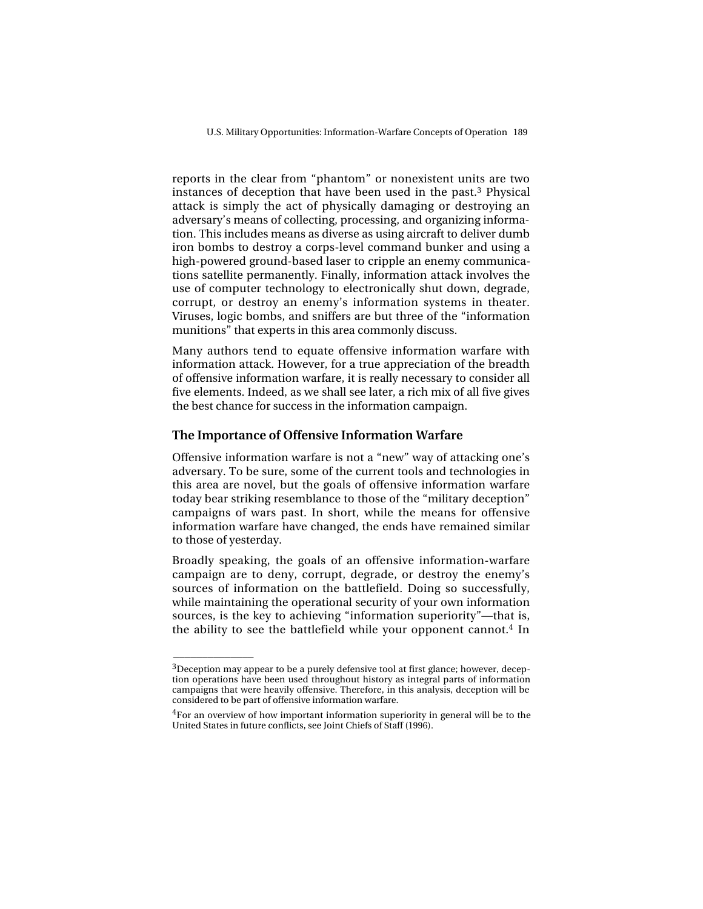reports in the clear from "phantom" or nonexistent units are two instances of deception that have been used in the past.[3] Physical attack is simply the act of physically damaging or destroying an adversary's means of collecting, processing, and organizing information. This includes means as diverse as using aircraft to deliver dumb iron bombs to destroy a corps-level command bunker and using a high-powered ground-based laser to cripple an enemy communications satellite permanently. Finally, information attack involves the use of computer technology to electronically shut down, degrade, corrupt, or destroy an enemy's information systems in theater. Viruses, logic bombs, and sniffers are but three of the "information munitions" that experts in this area commonly discuss.

Many authors tend to equate offensive information warfare with information attack. However, for a true appreciation of the breadth of offensive information warfare, it is really necessary to consider all five elements. Indeed, as we shall see later, a rich mix of all five gives the best chance for success in the information campaign.

### The Importance of Offensive Information Warfare

Offensive information warfare is not a "new" way of attacking one's adversary. To be sure, some of the current tools and technologies in this area are novel, but the goals of offensive information warfare today bear striking resemblance to those of the "military deception" campaigns of wars past. In short, while the means for offensive information warfare have changed, the ends have remained similar to those of yesterday.

Broadly speaking, the goals of an offensive information-warfare campaign are to deny, corrupt, degrade, or destroy the enemy's sources of information on the battlefield. Doing so successfully, while maintaining the operational security of your own information sources, is the key to achieving "information superiority"—that is, the ability to see the battlefield while your opponent cannot.[4] In

---

[3]Deception may appear to be a purely defensive tool at first glance; however, deception operations have been used throughout history as integral parts of information campaigns that were heavily offensive. Therefore, in this analysis, deception will be considered to be part of offensive information warfare.

[4]For an overview of how important information superiority in general will be to the United States in future conflicts, see Joint Chiefs of Staff (1996).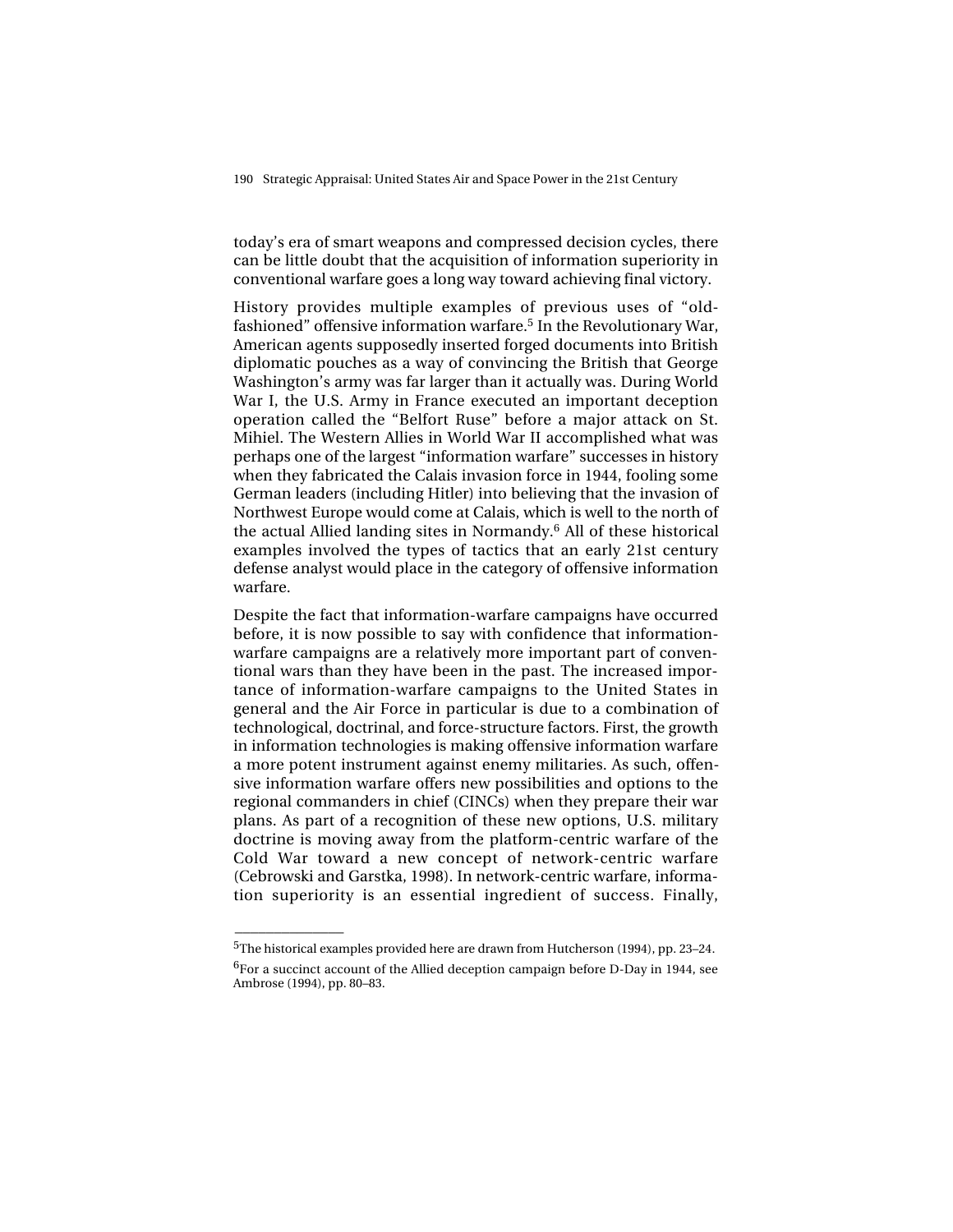today's era of smart weapons and compressed decision cycles, there can be little doubt that the acquisition of information superiority in conventional warfare goes a long way toward achieving final victory.

History provides multiple examples of previous uses of "old-fashioned" offensive information warfare.[5] In the Revolutionary War, American agents supposedly inserted forged documents into British diplomatic pouches as a way of convincing the British that George Washington's army was far larger than it actually was. During World War I, the U.S. Army in France executed an important deception operation called the "Belfort Ruse" before a major attack on St. Mihiel. The Western Allies in World War II accomplished what was perhaps one of the largest "information warfare" successes in history when they fabricated the Calais invasion force in 1944, fooling some German leaders (including Hitler) into believing that the invasion of Northwest Europe would come at Calais, which is well to the north of the actual Allied landing sites in Normandy.[6] All of these historical examples involved the types of tactics that an early 21st century defense analyst would place in the category of offensive information warfare.

Despite the fact that information-warfare campaigns have occurred before, it is now possible to say with confidence that information-warfare campaigns are a relatively more important part of conventional wars than they have been in the past. The increased importance of information-warfare campaigns to the United States in general and the Air Force in particular is due to a combination of technological, doctrinal, and force-structure factors. First, the growth in information technologies is making offensive information warfare a more potent instrument against enemy militaries. As such, offensive information warfare offers new possibilities and options to the regional commanders in chief (CINCs) when they prepare their war plans. As part of a recognition of these new options, U.S. military doctrine is moving away from the platform-centric warfare of the Cold War toward a new concept of network-centric warfare (Cebrowski and Garstka, 1998). In network-centric warfare, information superiority is an essential ingredient of success. Finally,

---

[5]The historical examples provided here are drawn from Hutcherson (1994), pp. 23–24.

[6]For a succinct account of the Allied deception campaign before D-Day in 1944, see Ambrose (1994), pp. 80–83.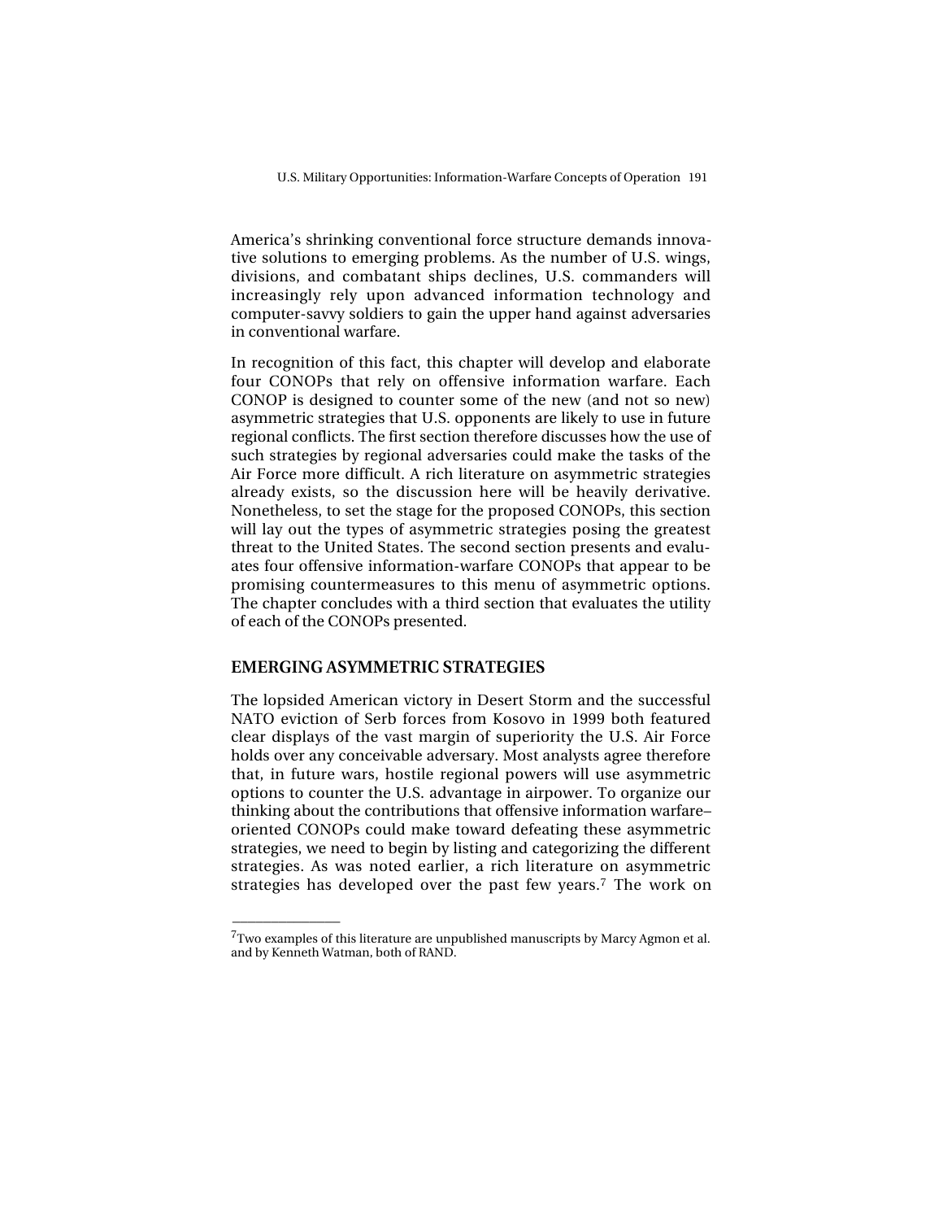America's shrinking conventional force structure demands innovative solutions to emerging problems. As the number of U.S. wings, divisions, and combatant ships declines, U.S. commanders will increasingly rely upon advanced information technology and computer-savvy soldiers to gain the upper hand against adversaries in conventional warfare.

In recognition of this fact, this chapter will develop and elaborate four CONOPs that rely on offensive information warfare. Each CONOP is designed to counter some of the new (and not so new) asymmetric strategies that U.S. opponents are likely to use in future regional conflicts. The first section therefore discusses how the use of such strategies by regional adversaries could make the tasks of the Air Force more difficult. A rich literature on asymmetric strategies already exists, so the discussion here will be heavily derivative. Nonetheless, to set the stage for the proposed CONOPs, this section will lay out the types of asymmetric strategies posing the greatest threat to the United States. The second section presents and evaluates four offensive information-warfare CONOPs that appear to be promising countermeasures to this menu of asymmetric options. The chapter concludes with a third section that evaluates the utility of each of the CONOPs presented.

## EMERGING ASYMMETRIC STRATEGIES

The lopsided American victory in Desert Storm and the successful NATO eviction of Serb forces from Kosovo in 1999 both featured clear displays of the vast margin of superiority the U.S. Air Force holds over any conceivable adversary. Most analysts agree therefore that, in future wars, hostile regional powers will use asymmetric options to counter the U.S. advantage in airpower. To organize our thinking about the contributions that offensive information warfare–oriented CONOPs could make toward defeating these asymmetric strategies, we need to begin by listing and categorizing the different strategies. As was noted earlier, a rich literature on asymmetric strategies has developed over the past few years.[7] The work on

---

[7]Two examples of this literature are unpublished manuscripts by Marcy Agmon et al. and by Kenneth Watman, both of RAND.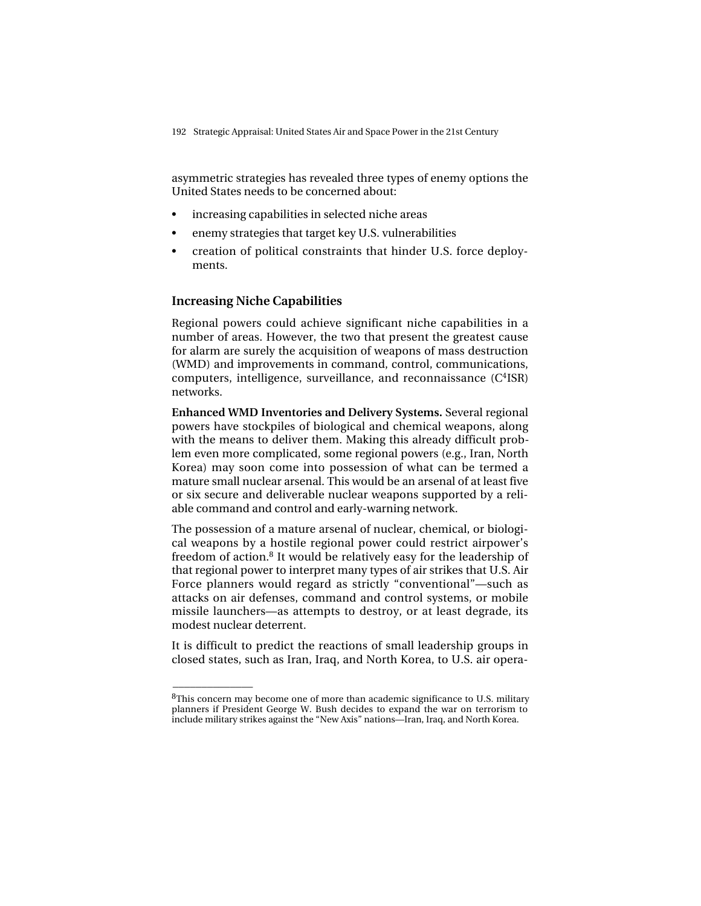asymmetric strategies has revealed three types of enemy options the United States needs to be concerned about:

- increasing capabilities in selected niche areas
- enemy strategies that target key U.S. vulnerabilities
- creation of political constraints that hinder U.S. force deployments.

### Increasing Niche Capabilities

Regional powers could achieve significant niche capabilities in a number of areas. However, the two that present the greatest cause for alarm are surely the acquisition of weapons of mass destruction (WMD) and improvements in command, control, communications, computers, intelligence, surveillance, and reconnaissance ($C^4$ISR) networks.

**Enhanced WMD Inventories and Delivery Systems.** Several regional powers have stockpiles of biological and chemical weapons, along with the means to deliver them. Making this already difficult problem even more complicated, some regional powers (e.g., Iran, North Korea) may soon come into possession of what can be termed a mature small nuclear arsenal. This would be an arsenal of at least five or six secure and deliverable nuclear weapons supported by a reliable command and control and early-warning network.

The possession of a mature arsenal of nuclear, chemical, or biological weapons by a hostile regional power could restrict airpower's freedom of action.[8] It would be relatively easy for the leadership of that regional power to interpret many types of air strikes that U.S. Air Force planners would regard as strictly "conventional"—such as attacks on air defenses, command and control systems, or mobile missile launchers—as attempts to destroy, or at least degrade, its modest nuclear deterrent.

It is difficult to predict the reactions of small leadership groups in closed states, such as Iran, Iraq, and North Korea, to U.S. air opera-

---

[8]This concern may become one of more than academic significance to U.S. military planners if President George W. Bush decides to expand the war on terrorism to include military strikes against the "New Axis" nations—Iran, Iraq, and North Korea.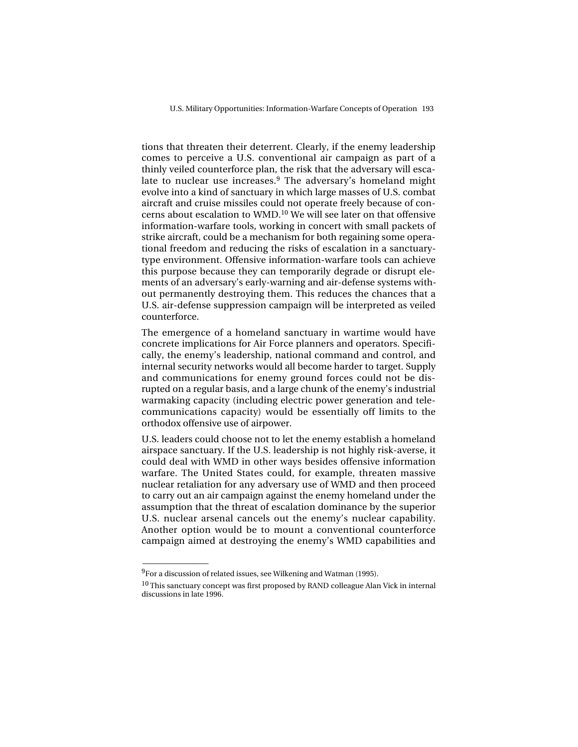tions that threaten their deterrent. Clearly, if the enemy leadership comes to perceive a U.S. conventional air campaign as part of a thinly veiled counterforce plan, the risk that the adversary will escalate to nuclear use increases.[9] The adversary's homeland might evolve into a kind of sanctuary in which large masses of U.S. combat aircraft and cruise missiles could not operate freely because of concerns about escalation to WMD.[10] We will see later on that offensive information-warfare tools, working in concert with small packets of strike aircraft, could be a mechanism for both regaining some operational freedom and reducing the risks of escalation in a sanctuary-type environment. Offensive information-warfare tools can achieve this purpose because they can temporarily degrade or disrupt elements of an adversary's early-warning and air-defense systems without permanently destroying them. This reduces the chances that a U.S. air-defense suppression campaign will be interpreted as veiled counterforce.

The emergence of a homeland sanctuary in wartime would have concrete implications for Air Force planners and operators. Specifically, the enemy's leadership, national command and control, and internal security networks would all become harder to target. Supply and communications for enemy ground forces could not be disrupted on a regular basis, and a large chunk of the enemy's industrial warmaking capacity (including electric power generation and telecommunications capacity) would be essentially off limits to the orthodox offensive use of airpower.

U.S. leaders could choose not to let the enemy establish a homeland airspace sanctuary. If the U.S. leadership is not highly risk-averse, it could deal with WMD in other ways besides offensive information warfare. The United States could, for example, threaten massive nuclear retaliation for any adversary use of WMD and then proceed to carry out an air campaign against the enemy homeland under the assumption that the threat of escalation dominance by the superior U.S. nuclear arsenal cancels out the enemy's nuclear capability. Another option would be to mount a conventional counterforce campaign aimed at destroying the enemy's WMD capabilities and

---

[9] For a discussion of related issues, see Wilkening and Watman (1995).

[10] This sanctuary concept was first proposed by RAND colleague Alan Vick in internal discussions in late 1996.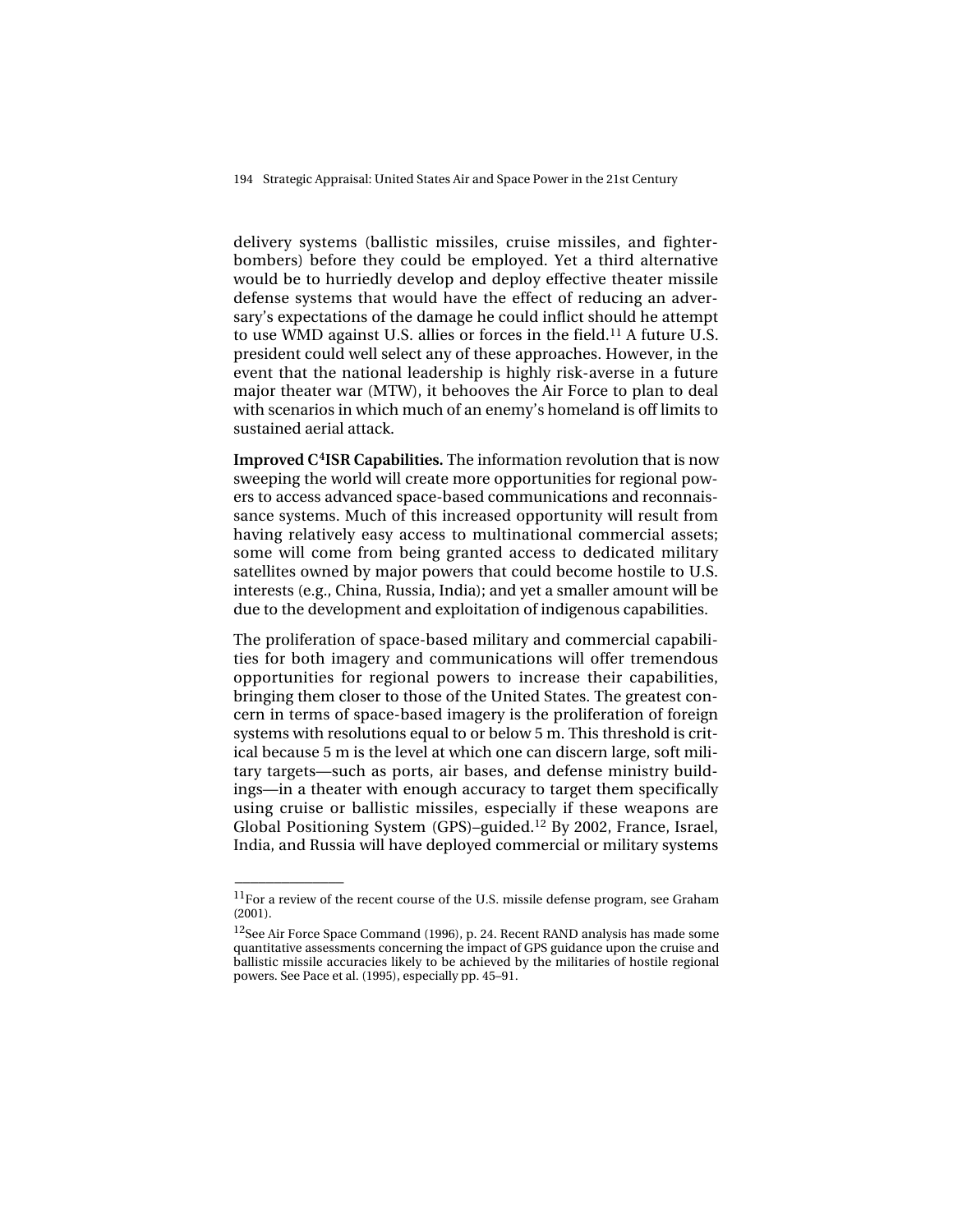delivery systems (ballistic missiles, cruise missiles, and fighter-bombers) before they could be employed. Yet a third alternative would be to hurriedly develop and deploy effective theater missile defense systems that would have the effect of reducing an adversary's expectations of the damage he could inflict should he attempt to use WMD against U.S. allies or forces in the field.[11] A future U.S. president could well select any of these approaches. However, in the event that the national leadership is highly risk-averse in a future major theater war (MTW), it behooves the Air Force to plan to deal with scenarios in which much of an enemy's homeland is off limits to sustained aerial attack.

**Improved $C^4$ISR Capabilities.** The information revolution that is now sweeping the world will create more opportunities for regional powers to access advanced space-based communications and reconnaissance systems. Much of this increased opportunity will result from having relatively easy access to multinational commercial assets; some will come from being granted access to dedicated military satellites owned by major powers that could become hostile to U.S. interests (e.g., China, Russia, India); and yet a smaller amount will be due to the development and exploitation of indigenous capabilities.

The proliferation of space-based military and commercial capabilities for both imagery and communications will offer tremendous opportunities for regional powers to increase their capabilities, bringing them closer to those of the United States. The greatest concern in terms of space-based imagery is the proliferation of foreign systems with resolutions equal to or below 5 m. This threshold is critical because 5 m is the level at which one can discern large, soft military targets—such as ports, air bases, and defense ministry buildings—in a theater with enough accuracy to target them specifically using cruise or ballistic missiles, especially if these weapons are Global Positioning System (GPS)–guided.[12] By 2002, France, Israel, India, and Russia will have deployed commercial or military systems

---

[11]For a review of the recent course of the U.S. missile defense program, see Graham (2001).

[12]See Air Force Space Command (1996), p. 24. Recent RAND analysis has made some quantitative assessments concerning the impact of GPS guidance upon the cruise and ballistic missile accuracies likely to be achieved by the militaries of hostile regional powers. See Pace et al. (1995), especially pp. 45–91.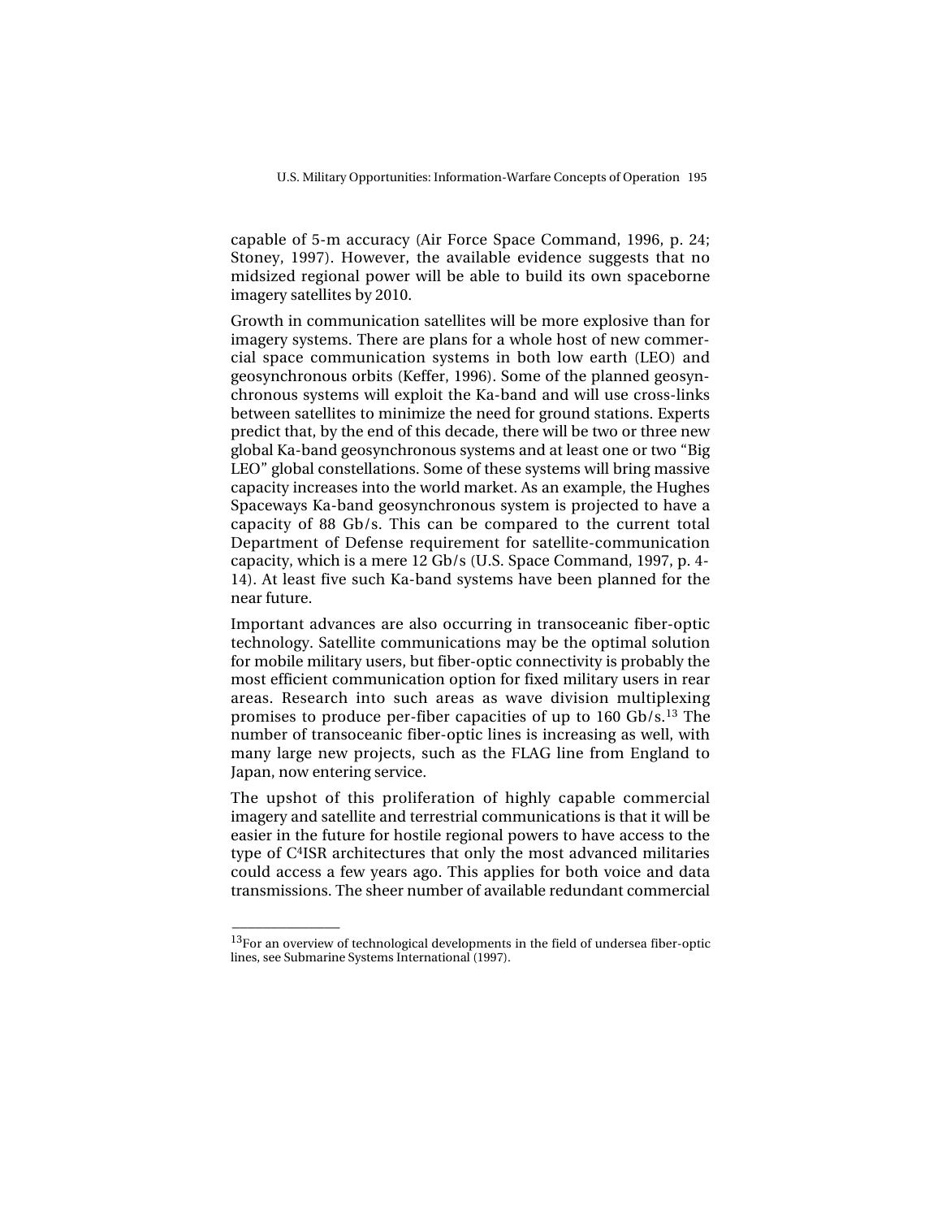capable of 5-m accuracy (Air Force Space Command, 1996, p. 24; Stoney, 1997). However, the available evidence suggests that no midsized regional power will be able to build its own spaceborne imagery satellites by 2010.

Growth in communication satellites will be more explosive than for imagery systems. There are plans for a whole host of new commercial space communication systems in both low earth (LEO) and geosynchronous orbits (Keffer, 1996). Some of the planned geosynchronous systems will exploit the Ka-band and will use cross-links between satellites to minimize the need for ground stations. Experts predict that, by the end of this decade, there will be two or three new global Ka-band geosynchronous systems and at least one or two "Big LEO" global constellations. Some of these systems will bring massive capacity increases into the world market. As an example, the Hughes Spaceways Ka-band geosynchronous system is projected to have a capacity of 88 Gb/s. This can be compared to the current total Department of Defense requirement for satellite-communication capacity, which is a mere 12 Gb/s (U.S. Space Command, 1997, p. 4-14). At least five such Ka-band systems have been planned for the near future.

Important advances are also occurring in transoceanic fiber-optic technology. Satellite communications may be the optimal solution for mobile military users, but fiber-optic connectivity is probably the most efficient communication option for fixed military users in rear areas. Research into such areas as wave division multiplexing promises to produce per-fiber capacities of up to 160 Gb/s.[13] The number of transoceanic fiber-optic lines is increasing as well, with many large new projects, such as the FLAG line from England to Japan, now entering service.

The upshot of this proliferation of highly capable commercial imagery and satellite and terrestrial communications is that it will be easier in the future for hostile regional powers to have access to the type of $C^4$ISR architectures that only the most advanced militaries could access a few years ago. This applies for both voice and data transmissions. The sheer number of available redundant commercial

---

[13]For an overview of technological developments in the field of undersea fiber-optic lines, see Submarine Systems International (1997).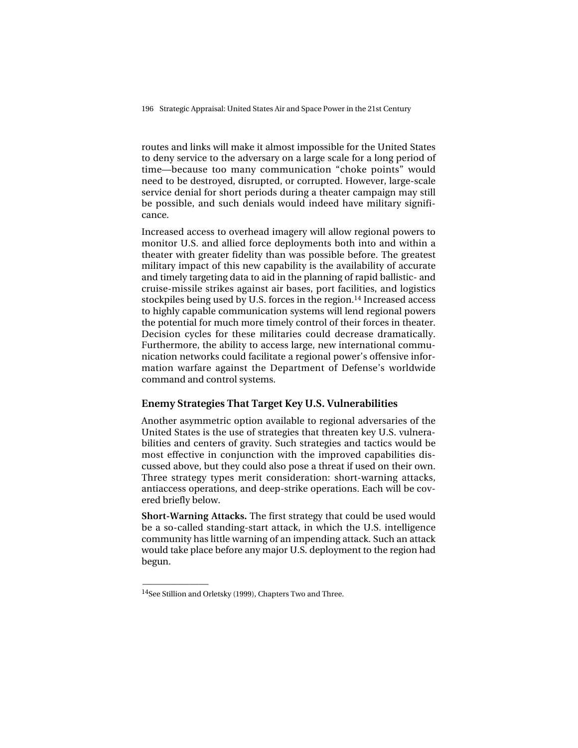routes and links will make it almost impossible for the United States to deny service to the adversary on a large scale for a long period of time—because too many communication "choke points" would need to be destroyed, disrupted, or corrupted. However, large-scale service denial for short periods during a theater campaign may still be possible, and such denials would indeed have military significance.

Increased access to overhead imagery will allow regional powers to monitor U.S. and allied force deployments both into and within a theater with greater fidelity than was possible before. The greatest military impact of this new capability is the availability of accurate and timely targeting data to aid in the planning of rapid ballistic- and cruise-missile strikes against air bases, port facilities, and logistics stockpiles being used by U.S. forces in the region.[14] Increased access to highly capable communication systems will lend regional powers the potential for much more timely control of their forces in theater. Decision cycles for these militaries could decrease dramatically. Furthermore, the ability to access large, new international communication networks could facilitate a regional power's offensive information warfare against the Department of Defense's worldwide command and control systems.

### Enemy Strategies That Target Key U.S. Vulnerabilities

Another asymmetric option available to regional adversaries of the United States is the use of strategies that threaten key U.S. vulnerabilities and centers of gravity. Such strategies and tactics would be most effective in conjunction with the improved capabilities discussed above, but they could also pose a threat if used on their own. Three strategy types merit consideration: short-warning attacks, antiaccess operations, and deep-strike operations. Each will be covered briefly below.

**Short-Warning Attacks.** The first strategy that could be used would be a so-called standing-start attack, in which the U.S. intelligence community has little warning of an impending attack. Such an attack would take place before any major U.S. deployment to the region had begun.

---

[14] See Stillion and Orletsky (1999), Chapters Two and Three.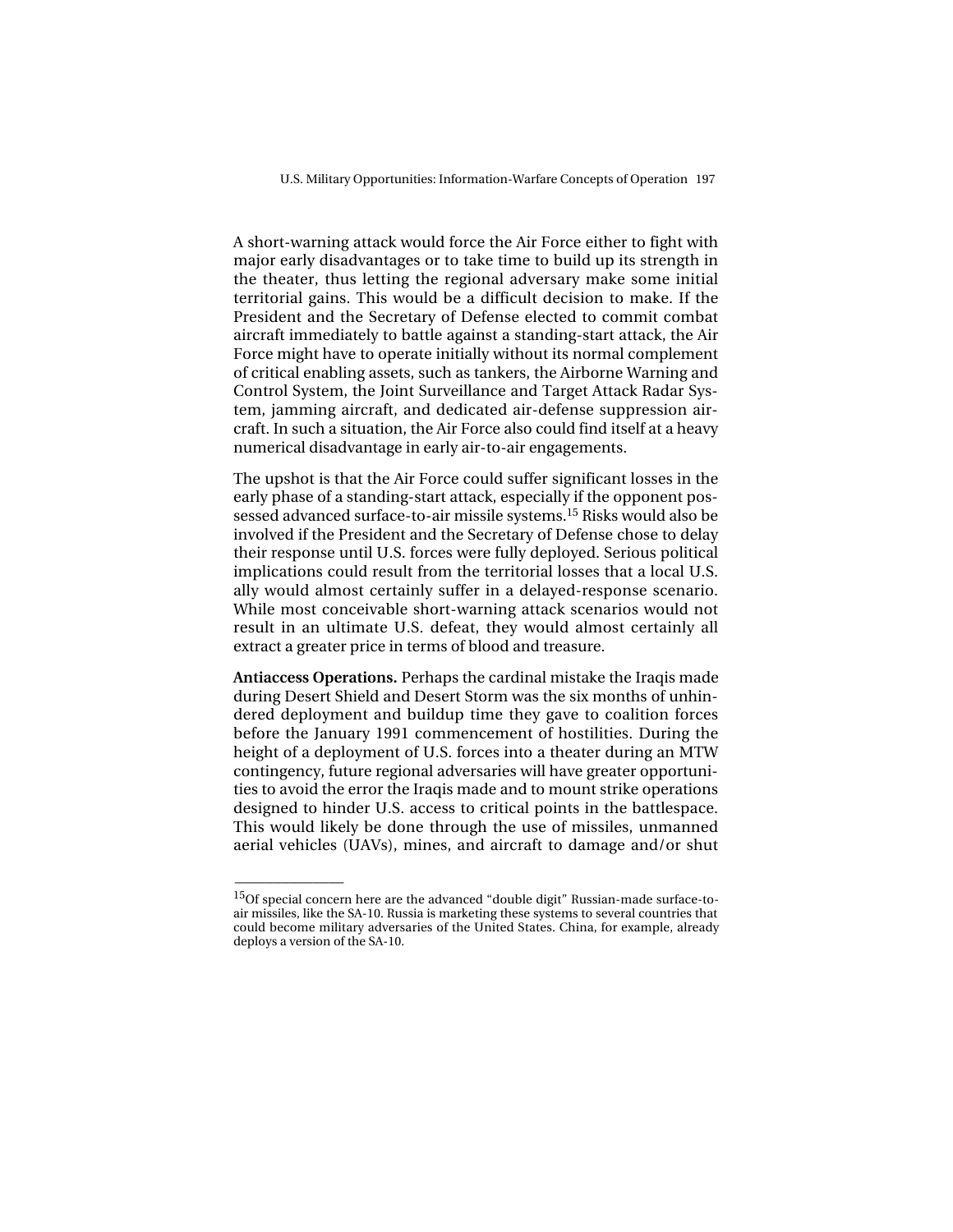A short-warning attack would force the Air Force either to fight with major early disadvantages or to take time to build up its strength in the theater, thus letting the regional adversary make some initial territorial gains. This would be a difficult decision to make. If the President and the Secretary of Defense elected to commit combat aircraft immediately to battle against a standing-start attack, the Air Force might have to operate initially without its normal complement of critical enabling assets, such as tankers, the Airborne Warning and Control System, the Joint Surveillance and Target Attack Radar System, jamming aircraft, and dedicated air-defense suppression aircraft. In such a situation, the Air Force also could find itself at a heavy numerical disadvantage in early air-to-air engagements.

The upshot is that the Air Force could suffer significant losses in the early phase of a standing-start attack, especially if the opponent possessed advanced surface-to-air missile systems.[15] Risks would also be involved if the President and the Secretary of Defense chose to delay their response until U.S. forces were fully deployed. Serious political implications could result from the territorial losses that a local U.S. ally would almost certainly suffer in a delayed-response scenario. While most conceivable short-warning attack scenarios would not result in an ultimate U.S. defeat, they would almost certainly all extract a greater price in terms of blood and treasure.

**Antiaccess Operations.** Perhaps the cardinal mistake the Iraqis made during Desert Shield and Desert Storm was the six months of unhindered deployment and buildup time they gave to coalition forces before the January 1991 commencement of hostilities. During the height of a deployment of U.S. forces into a theater during an MTW contingency, future regional adversaries will have greater opportunities to avoid the error the Iraqis made and to mount strike operations designed to hinder U.S. access to critical points in the battlespace. This would likely be done through the use of missiles, unmanned aerial vehicles (UAVs), mines, and aircraft to damage and/or shut

---

[15] Of special concern here are the advanced "double digit" Russian-made surface-to-air missiles, like the SA-10. Russia is marketing these systems to several countries that could become military adversaries of the United States. China, for example, already deploys a version of the SA-10.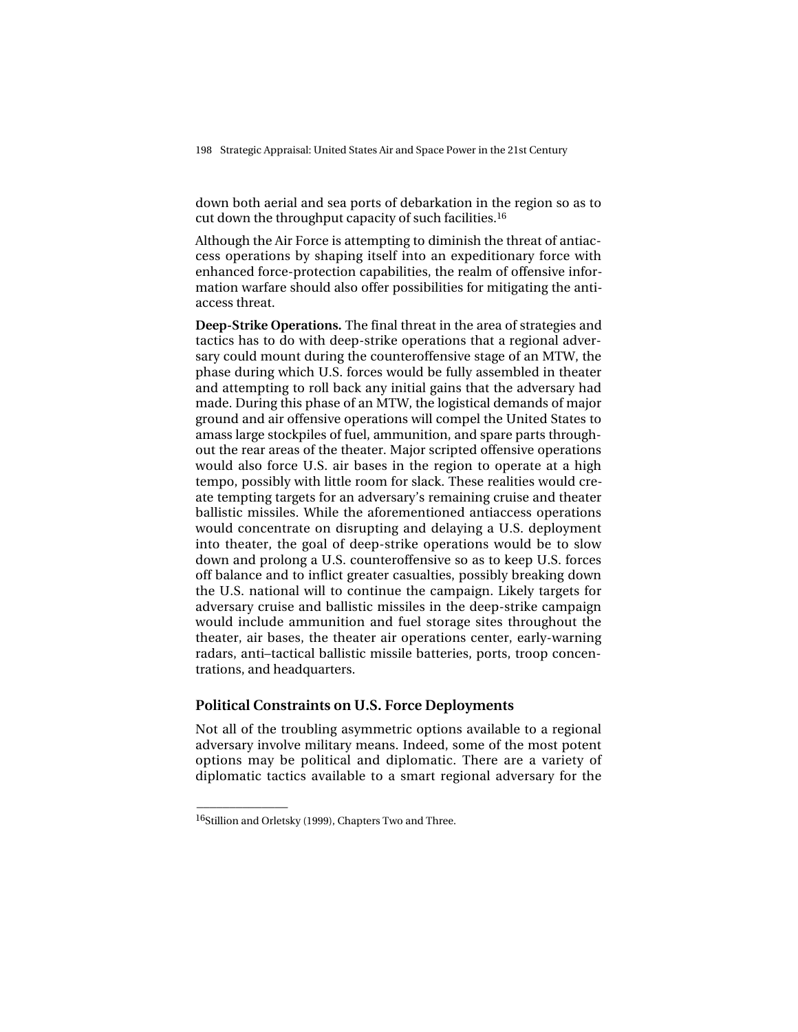down both aerial and sea ports of debarkation in the region so as to cut down the throughput capacity of such facilities.[16]

Although the Air Force is attempting to diminish the threat of antiaccess operations by shaping itself into an expeditionary force with enhanced force-protection capabilities, the realm of offensive information warfare should also offer possibilities for mitigating the antiaccess threat.

**Deep-Strike Operations.** The final threat in the area of strategies and tactics has to do with deep-strike operations that a regional adversary could mount during the counteroffensive stage of an MTW, the phase during which U.S. forces would be fully assembled in theater and attempting to roll back any initial gains that the adversary had made. During this phase of an MTW, the logistical demands of major ground and air offensive operations will compel the United States to amass large stockpiles of fuel, ammunition, and spare parts throughout the rear areas of the theater. Major scripted offensive operations would also force U.S. air bases in the region to operate at a high tempo, possibly with little room for slack. These realities would create tempting targets for an adversary's remaining cruise and theater ballistic missiles. While the aforementioned antiaccess operations would concentrate on disrupting and delaying a U.S. deployment into theater, the goal of deep-strike operations would be to slow down and prolong a U.S. counteroffensive so as to keep U.S. forces off balance and to inflict greater casualties, possibly breaking down the U.S. national will to continue the campaign. Likely targets for adversary cruise and ballistic missiles in the deep-strike campaign would include ammunition and fuel storage sites throughout the theater, air bases, the theater air operations center, early-warning radars, anti–tactical ballistic missile batteries, ports, troop concentrations, and headquarters.

## Political Constraints on U.S. Force Deployments

Not all of the troubling asymmetric options available to a regional adversary involve military means. Indeed, some of the most potent options may be political and diplomatic. There are a variety of diplomatic tactics available to a smart regional adversary for the

---

[16]Stillion and Orletsky (1999), Chapters Two and Three.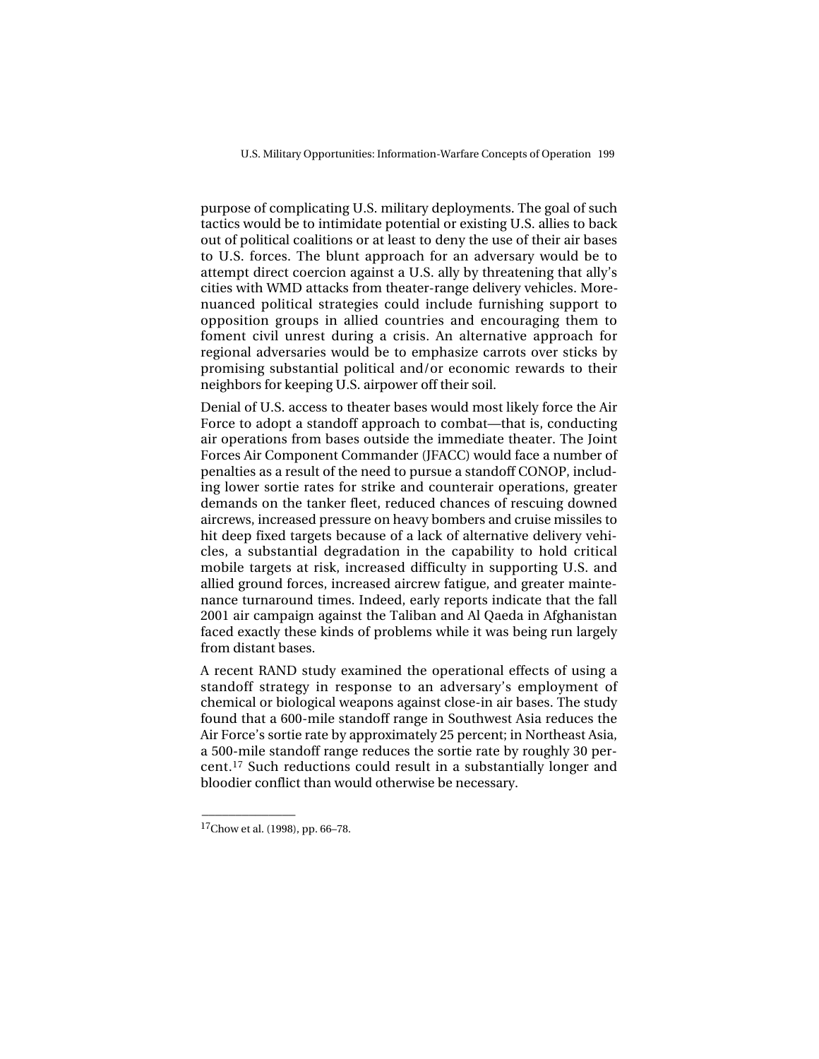purpose of complicating U.S. military deployments. The goal of such tactics would be to intimidate potential or existing U.S. allies to back out of political coalitions or at least to deny the use of their air bases to U.S. forces. The blunt approach for an adversary would be to attempt direct coercion against a U.S. ally by threatening that ally's cities with WMD attacks from theater-range delivery vehicles. More-nuanced political strategies could include furnishing support to opposition groups in allied countries and encouraging them to foment civil unrest during a crisis. An alternative approach for regional adversaries would be to emphasize carrots over sticks by promising substantial political and/or economic rewards to their neighbors for keeping U.S. airpower off their soil.

Denial of U.S. access to theater bases would most likely force the Air Force to adopt a standoff approach to combat—that is, conducting air operations from bases outside the immediate theater. The Joint Forces Air Component Commander (JFACC) would face a number of penalties as a result of the need to pursue a standoff CONOP, including lower sortie rates for strike and counterair operations, greater demands on the tanker fleet, reduced chances of rescuing downed aircrews, increased pressure on heavy bombers and cruise missiles to hit deep fixed targets because of a lack of alternative delivery vehicles, a substantial degradation in the capability to hold critical mobile targets at risk, increased difficulty in supporting U.S. and allied ground forces, increased aircrew fatigue, and greater maintenance turnaround times. Indeed, early reports indicate that the fall 2001 air campaign against the Taliban and Al Qaeda in Afghanistan faced exactly these kinds of problems while it was being run largely from distant bases.

A recent RAND study examined the operational effects of using a standoff strategy in response to an adversary's employment of chemical or biological weapons against close-in air bases. The study found that a 600-mile standoff range in Southwest Asia reduces the Air Force's sortie rate by approximately 25 percent; in Northeast Asia, a 500-mile standoff range reduces the sortie rate by roughly 30 percent.[17] Such reductions could result in a substantially longer and bloodier conflict than would otherwise be necessary.

---

[17]Chow et al. (1998), pp. 66–78.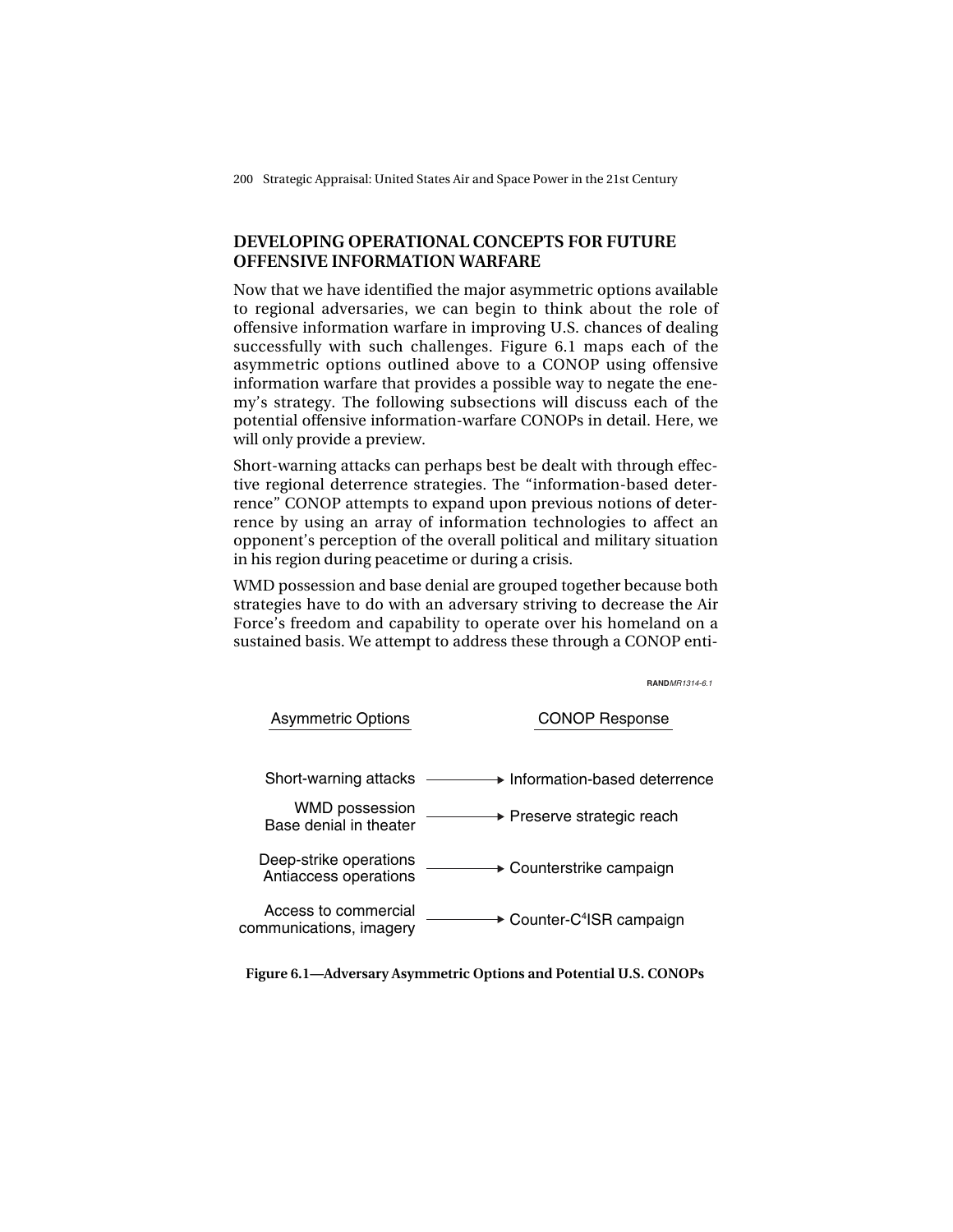## DEVELOPING OPERATIONAL CONCEPTS FOR FUTURE OFFENSIVE INFORMATION WARFARE

Now that we have identified the major asymmetric options available to regional adversaries, we can begin to think about the role of offensive information warfare in improving U.S. chances of dealing successfully with such challenges. Figure 6.1 maps each of the asymmetric options outlined above to a CONOP using offensive information warfare that provides a possible way to negate the enemy's strategy. The following subsections will discuss each of the potential offensive information-warfare CONOPs in detail. Here, we will only provide a preview.

Short-warning attacks can perhaps best be dealt with through effective regional deterrence strategies. The "information-based deterrence" CONOP attempts to expand upon previous notions of deterrence by using an array of information technologies to affect an opponent's perception of the overall political and military situation in his region during peacetime or during a crisis.

WMD possession and base denial are grouped together because both strategies have to do with an adversary striving to decrease the Air Force's freedom and capability to operate over his homeland on a sustained basis. We attempt to address these through a CONOP enti-

RAND*MR1314-6.1*

| Asymmetric Options | | CONOP Response |
|---|---|---|
| Short-warning attacks | → | Information-based deterrence |
| WMD possession<br>Base denial in theater | → | Preserve strategic reach |
| Deep-strike operations<br>Antiaccess operations | → | Counterstrike campaign |
| Access to commercial communications, imagery | → | Counter-$C^4$ISR campaign |

**Figure 6.1—Adversary Asymmetric Options and Potential U.S. CONOPs**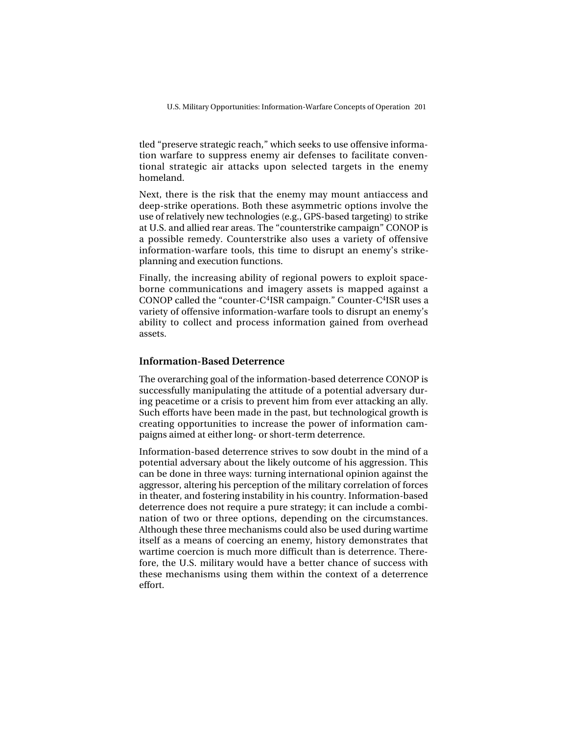tled “preserve strategic reach,” which seeks to use offensive information warfare to suppress enemy air defenses to facilitate conventional strategic air attacks upon selected targets in the enemy homeland.

Next, there is the risk that the enemy may mount antiaccess and deep-strike operations. Both these asymmetric options involve the use of relatively new technologies (e.g., GPS-based targeting) to strike at U.S. and allied rear areas. The “counterstrike campaign” CONOP is a possible remedy. Counterstrike also uses a variety of offensive information-warfare tools, this time to disrupt an enemy’s strike-planning and execution functions.

Finally, the increasing ability of regional powers to exploit spaceborne communications and imagery assets is mapped against a CONOP called the “counter-$C^4$ISR campaign.” Counter-$C^4$ISR uses a variety of offensive information-warfare tools to disrupt an enemy’s ability to collect and process information gained from overhead assets.

## Information-Based Deterrence

The overarching goal of the information-based deterrence CONOP is successfully manipulating the attitude of a potential adversary during peacetime or a crisis to prevent him from ever attacking an ally. Such efforts have been made in the past, but technological growth is creating opportunities to increase the power of information campaigns aimed at either long- or short-term deterrence.

Information-based deterrence strives to sow doubt in the mind of a potential adversary about the likely outcome of his aggression. This can be done in three ways: turning international opinion against the aggressor, altering his perception of the military correlation of forces in theater, and fostering instability in his country. Information-based deterrence does not require a pure strategy; it can include a combination of two or three options, depending on the circumstances. Although these three mechanisms could also be used during wartime itself as a means of coercing an enemy, history demonstrates that wartime coercion is much more difficult than is deterrence. Therefore, the U.S. military would have a better chance of success with these mechanisms using them within the context of a deterrence effort.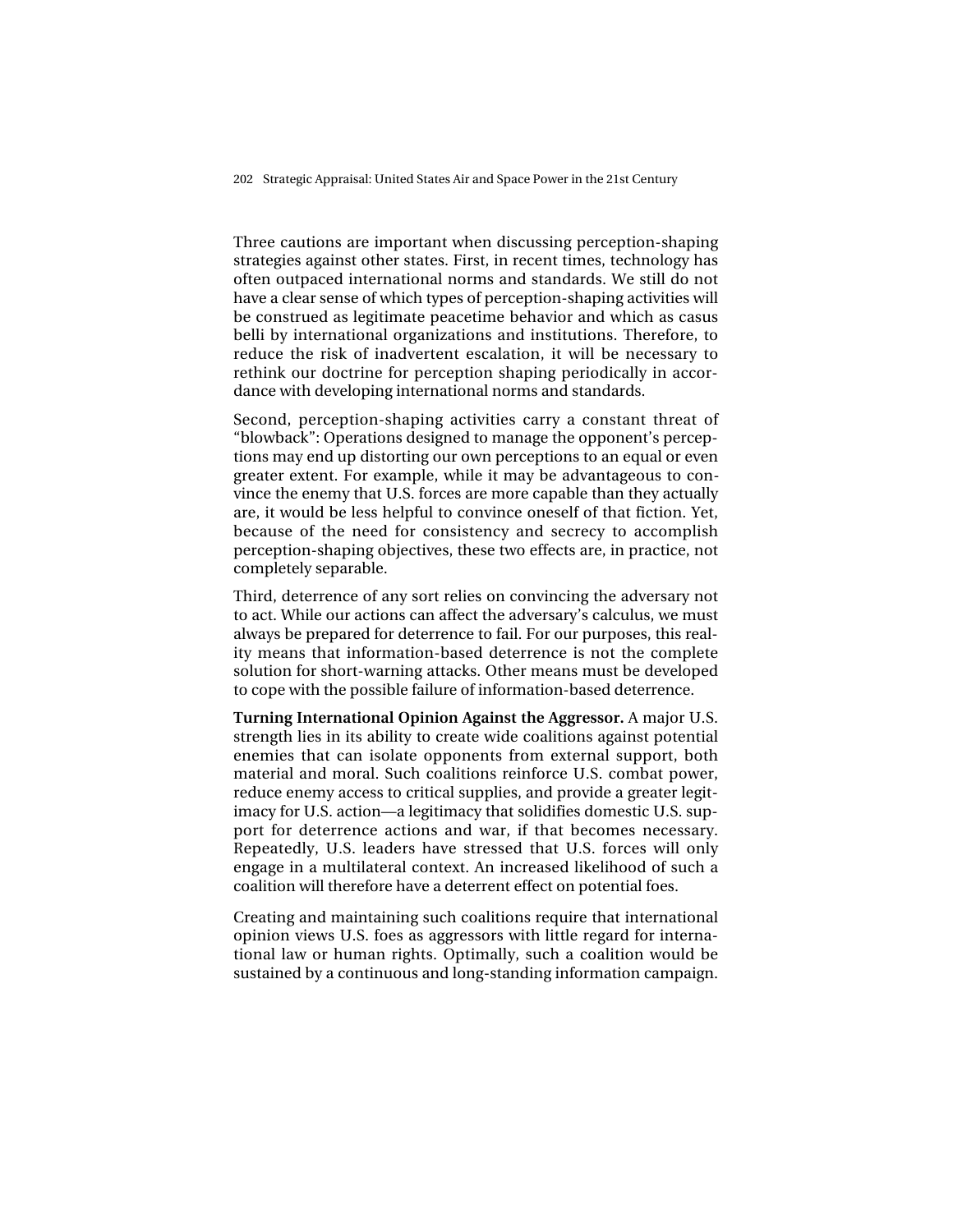Three cautions are important when discussing perception-shaping strategies against other states. First, in recent times, technology has often outpaced international norms and standards. We still do not have a clear sense of which types of perception-shaping activities will be construed as legitimate peacetime behavior and which as casus belli by international organizations and institutions. Therefore, to reduce the risk of inadvertent escalation, it will be necessary to rethink our doctrine for perception shaping periodically in accordance with developing international norms and standards.

Second, perception-shaping activities carry a constant threat of "blowback": Operations designed to manage the opponent's perceptions may end up distorting our own perceptions to an equal or even greater extent. For example, while it may be advantageous to convince the enemy that U.S. forces are more capable than they actually are, it would be less helpful to convince oneself of that fiction. Yet, because of the need for consistency and secrecy to accomplish perception-shaping objectives, these two effects are, in practice, not completely separable.

Third, deterrence of any sort relies on convincing the adversary not to act. While our actions can affect the adversary's calculus, we must always be prepared for deterrence to fail. For our purposes, this reality means that information-based deterrence is not the complete solution for short-warning attacks. Other means must be developed to cope with the possible failure of information-based deterrence.

**Turning International Opinion Against the Aggressor.** A major U.S. strength lies in its ability to create wide coalitions against potential enemies that can isolate opponents from external support, both material and moral. Such coalitions reinforce U.S. combat power, reduce enemy access to critical supplies, and provide a greater legitimacy for U.S. action—a legitimacy that solidifies domestic U.S. support for deterrence actions and war, if that becomes necessary. Repeatedly, U.S. leaders have stressed that U.S. forces will only engage in a multilateral context. An increased likelihood of such a coalition will therefore have a deterrent effect on potential foes.

Creating and maintaining such coalitions require that international opinion views U.S. foes as aggressors with little regard for international law or human rights. Optimally, such a coalition would be sustained by a continuous and long-standing information campaign.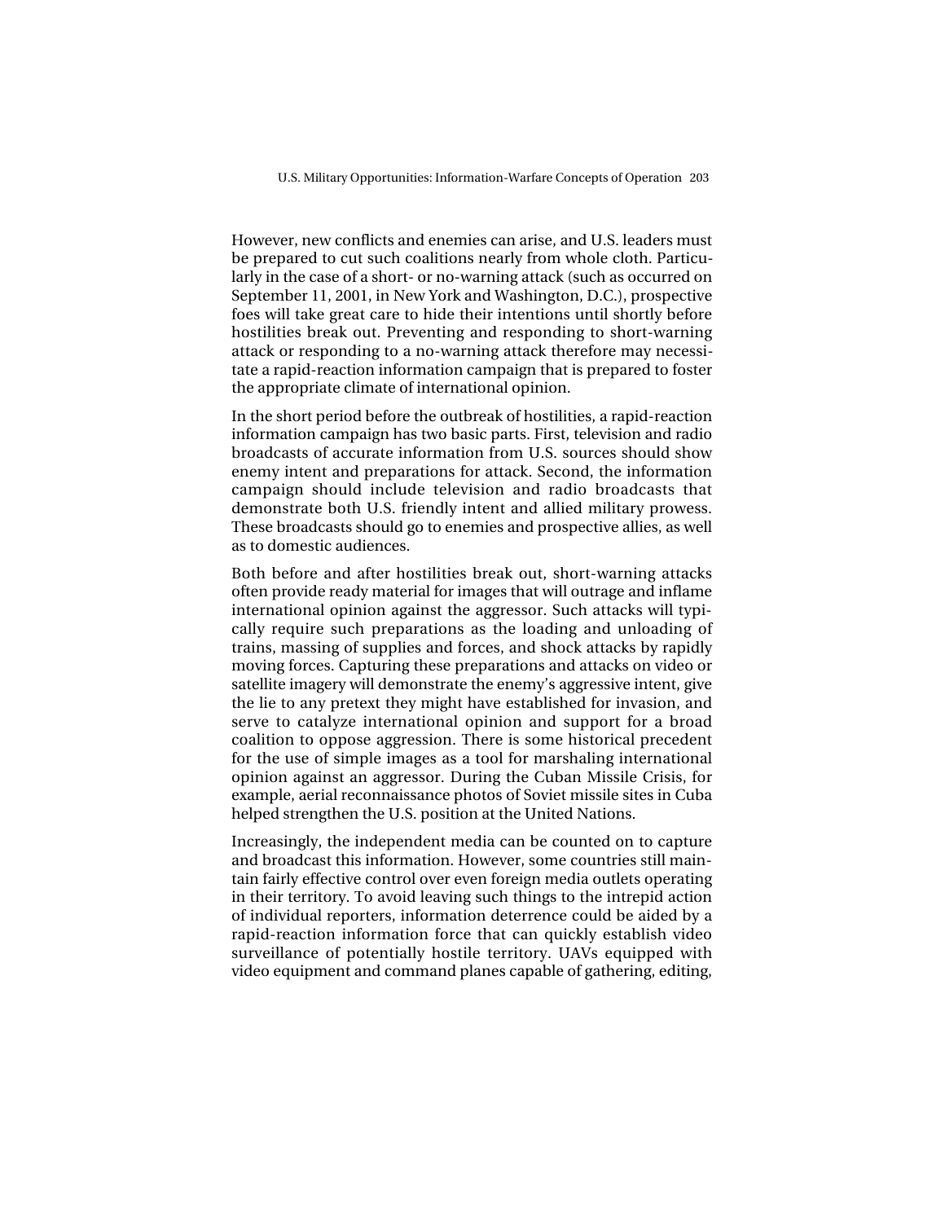However, new conflicts and enemies can arise, and U.S. leaders must be prepared to cut such coalitions nearly from whole cloth. Particularly in the case of a short- or no-warning attack (such as occurred on September 11, 2001, in New York and Washington, D.C.), prospective foes will take great care to hide their intentions until shortly before hostilities break out. Preventing and responding to short-warning attack or responding to a no-warning attack therefore may necessitate a rapid-reaction information campaign that is prepared to foster the appropriate climate of international opinion.

In the short period before the outbreak of hostilities, a rapid-reaction information campaign has two basic parts. First, television and radio broadcasts of accurate information from U.S. sources should show enemy intent and preparations for attack. Second, the information campaign should include television and radio broadcasts that demonstrate both U.S. friendly intent and allied military prowess. These broadcasts should go to enemies and prospective allies, as well as to domestic audiences.

Both before and after hostilities break out, short-warning attacks often provide ready material for images that will outrage and inflame international opinion against the aggressor. Such attacks will typically require such preparations as the loading and unloading of trains, massing of supplies and forces, and shock attacks by rapidly moving forces. Capturing these preparations and attacks on video or satellite imagery will demonstrate the enemy's aggressive intent, give the lie to any pretext they might have established for invasion, and serve to catalyze international opinion and support for a broad coalition to oppose aggression. There is some historical precedent for the use of simple images as a tool for marshaling international opinion against an aggressor. During the Cuban Missile Crisis, for example, aerial reconnaissance photos of Soviet missile sites in Cuba helped strengthen the U.S. position at the United Nations.

Increasingly, the independent media can be counted on to capture and broadcast this information. However, some countries still maintain fairly effective control over even foreign media outlets operating in their territory. To avoid leaving such things to the intrepid action of individual reporters, information deterrence could be aided by a rapid-reaction information force that can quickly establish video surveillance of potentially hostile territory. UAVs equipped with video equipment and command planes capable of gathering, editing,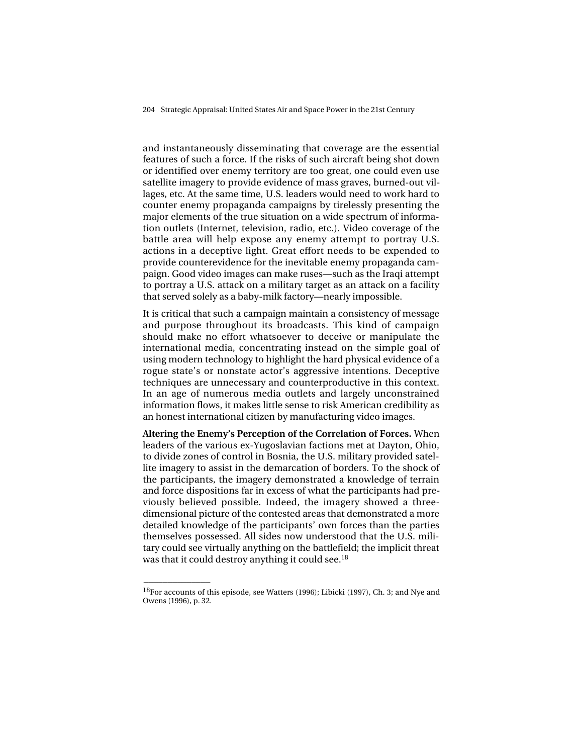and instantaneously disseminating that coverage are the essential features of such a force. If the risks of such aircraft being shot down or identified over enemy territory are too great, one could even use satellite imagery to provide evidence of mass graves, burned-out villages, etc. At the same time, U.S. leaders would need to work hard to counter enemy propaganda campaigns by tirelessly presenting the major elements of the true situation on a wide spectrum of information outlets (Internet, television, radio, etc.). Video coverage of the battle area will help expose any enemy attempt to portray U.S. actions in a deceptive light. Great effort needs to be expended to provide counterevidence for the inevitable enemy propaganda campaign. Good video images can make ruses—such as the Iraqi attempt to portray a U.S. attack on a military target as an attack on a facility that served solely as a baby-milk factory—nearly impossible.

It is critical that such a campaign maintain a consistency of message and purpose throughout its broadcasts. This kind of campaign should make no effort whatsoever to deceive or manipulate the international media, concentrating instead on the simple goal of using modern technology to highlight the hard physical evidence of a rogue state's or nonstate actor's aggressive intentions. Deceptive techniques are unnecessary and counterproductive in this context. In an age of numerous media outlets and largely unconstrained information flows, it makes little sense to risk American credibility as an honest international citizen by manufacturing video images.

**Altering the Enemy's Perception of the Correlation of Forces.** When leaders of the various ex-Yugoslavian factions met at Dayton, Ohio, to divide zones of control in Bosnia, the U.S. military provided satellite imagery to assist in the demarcation of borders. To the shock of the participants, the imagery demonstrated a knowledge of terrain and force dispositions far in excess of what the participants had previously believed possible. Indeed, the imagery showed a three-dimensional picture of the contested areas that demonstrated a more detailed knowledge of the participants' own forces than the parties themselves possessed. All sides now understood that the U.S. military could see virtually anything on the battlefield; the implicit threat was that it could destroy anything it could see.[18]

---

[18]For accounts of this episode, see Watters (1996); Libicki (1997), Ch. 3; and Nye and Owens (1996), p. 32.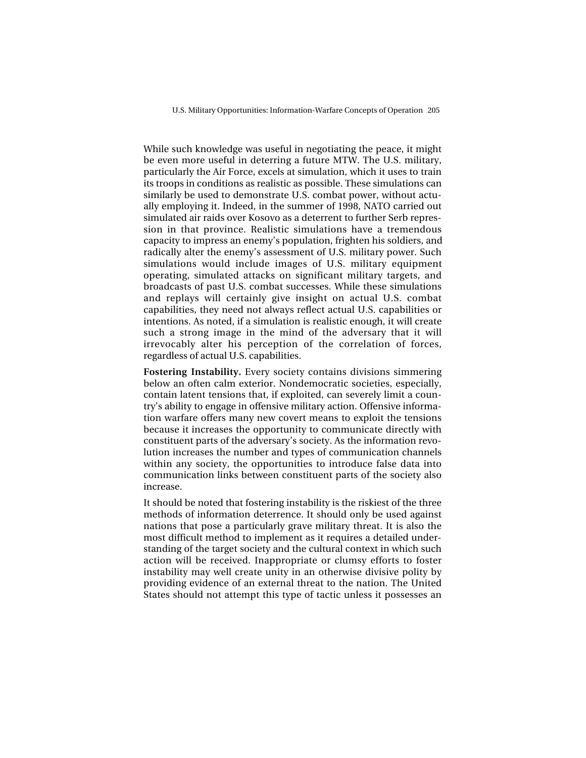While such knowledge was useful in negotiating the peace, it might be even more useful in deterring a future MTW. The U.S. military, particularly the Air Force, excels at simulation, which it uses to train its troops in conditions as realistic as possible. These simulations can similarly be used to demonstrate U.S. combat power, without actually employing it. Indeed, in the summer of 1998, NATO carried out simulated air raids over Kosovo as a deterrent to further Serb repression in that province. Realistic simulations have a tremendous capacity to impress an enemy's population, frighten his soldiers, and radically alter the enemy's assessment of U.S. military power. Such simulations would include images of U.S. military equipment operating, simulated attacks on significant military targets, and broadcasts of past U.S. combat successes. While these simulations and replays will certainly give insight on actual U.S. combat capabilities, they need not always reflect actual U.S. capabilities or intentions. As noted, if a simulation is realistic enough, it will create such a strong image in the mind of the adversary that it will irrevocably alter his perception of the correlation of forces, regardless of actual U.S. capabilities.

**Fostering Instability.** Every society contains divisions simmering below an often calm exterior. Nondemocratic societies, especially, contain latent tensions that, if exploited, can severely limit a country's ability to engage in offensive military action. Offensive information warfare offers many new covert means to exploit the tensions because it increases the opportunity to communicate directly with constituent parts of the adversary's society. As the information revolution increases the number and types of communication channels within any society, the opportunities to introduce false data into communication links between constituent parts of the society also increase.

It should be noted that fostering instability is the riskiest of the three methods of information deterrence. It should only be used against nations that pose a particularly grave military threat. It is also the most difficult method to implement as it requires a detailed understanding of the target society and the cultural context in which such action will be received. Inappropriate or clumsy efforts to foster instability may well create unity in an otherwise divisive polity by providing evidence of an external threat to the nation. The United States should not attempt this type of tactic unless it possesses an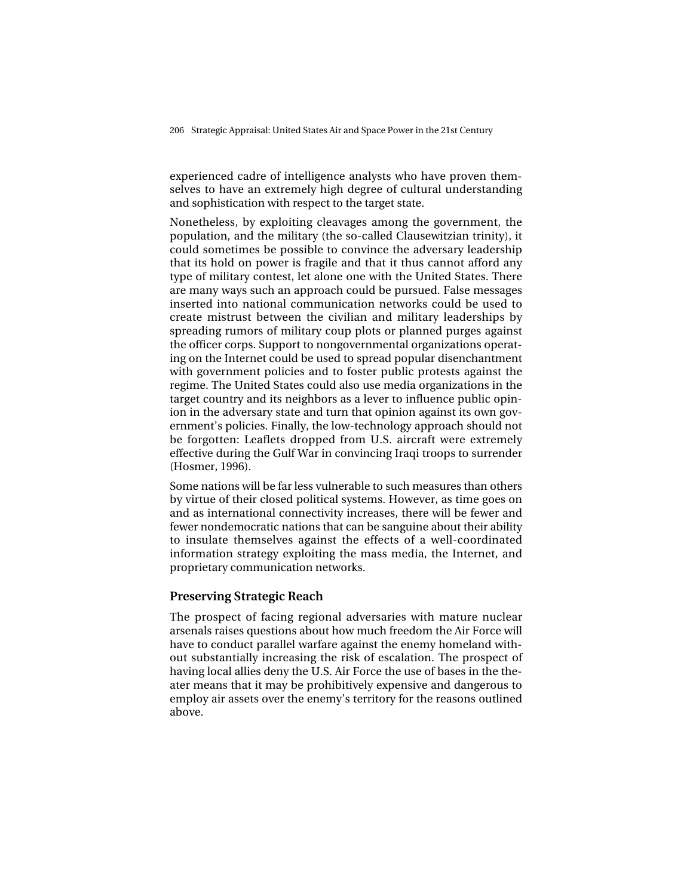experienced cadre of intelligence analysts who have proven themselves to have an extremely high degree of cultural understanding and sophistication with respect to the target state.

Nonetheless, by exploiting cleavages among the government, the population, and the military (the so-called Clausewitzian trinity), it could sometimes be possible to convince the adversary leadership that its hold on power is fragile and that it thus cannot afford any type of military contest, let alone one with the United States. There are many ways such an approach could be pursued. False messages inserted into national communication networks could be used to create mistrust between the civilian and military leaderships by spreading rumors of military coup plots or planned purges against the officer corps. Support to nongovernmental organizations operating on the Internet could be used to spread popular disenchantment with government policies and to foster public protests against the regime. The United States could also use media organizations in the target country and its neighbors as a lever to influence public opinion in the adversary state and turn that opinion against its own government's policies. Finally, the low-technology approach should not be forgotten: Leaflets dropped from U.S. aircraft were extremely effective during the Gulf War in convincing Iraqi troops to surrender (Hosmer, 1996).

Some nations will be far less vulnerable to such measures than others by virtue of their closed political systems. However, as time goes on and as international connectivity increases, there will be fewer and fewer nondemocratic nations that can be sanguine about their ability to insulate themselves against the effects of a well-coordinated information strategy exploiting the mass media, the Internet, and proprietary communication networks.

### Preserving Strategic Reach

The prospect of facing regional adversaries with mature nuclear arsenals raises questions about how much freedom the Air Force will have to conduct parallel warfare against the enemy homeland without substantially increasing the risk of escalation. The prospect of having local allies deny the U.S. Air Force the use of bases in the theater means that it may be prohibitively expensive and dangerous to employ air assets over the enemy's territory for the reasons outlined above.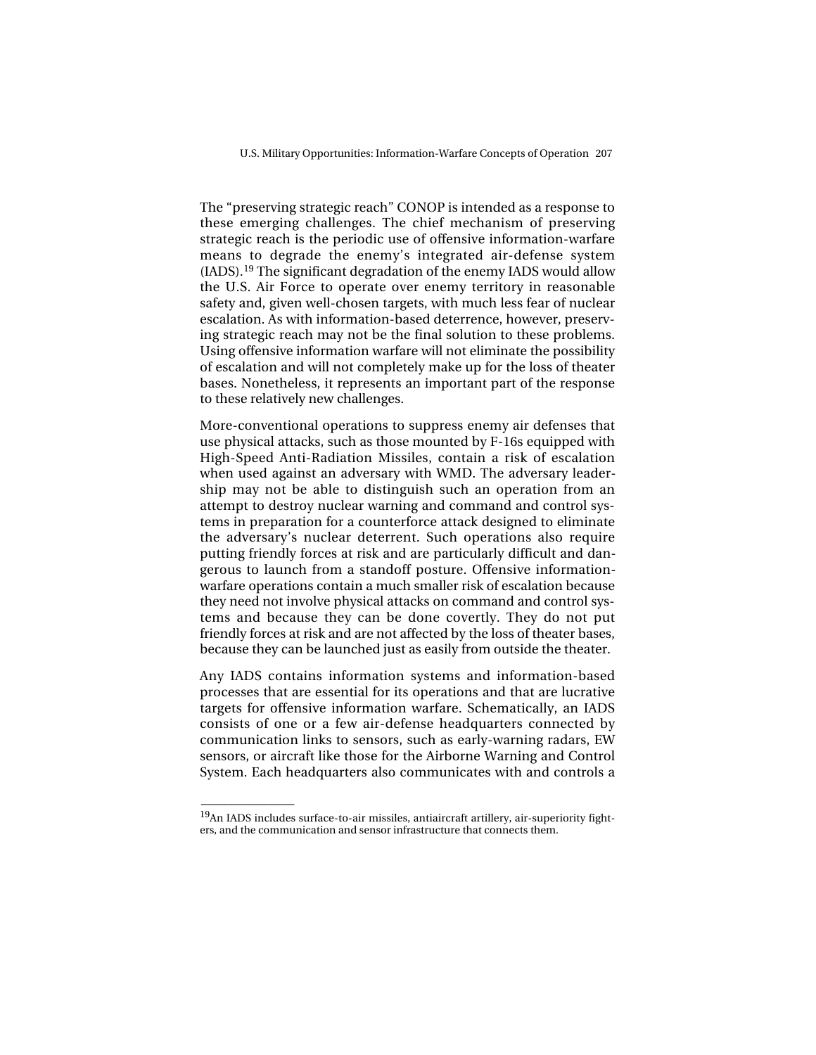The "preserving strategic reach" CONOP is intended as a response to these emerging challenges. The chief mechanism of preserving strategic reach is the periodic use of offensive information-warfare means to degrade the enemy's integrated air-defense system (IADS).[19] The significant degradation of the enemy IADS would allow the U.S. Air Force to operate over enemy territory in reasonable safety and, given well-chosen targets, with much less fear of nuclear escalation. As with information-based deterrence, however, preserving strategic reach may not be the final solution to these problems. Using offensive information warfare will not eliminate the possibility of escalation and will not completely make up for the loss of theater bases. Nonetheless, it represents an important part of the response to these relatively new challenges.

More-conventional operations to suppress enemy air defenses that use physical attacks, such as those mounted by F-16s equipped with High-Speed Anti-Radiation Missiles, contain a risk of escalation when used against an adversary with WMD. The adversary leadership may not be able to distinguish such an operation from an attempt to destroy nuclear warning and command and control systems in preparation for a counterforce attack designed to eliminate the adversary's nuclear deterrent. Such operations also require putting friendly forces at risk and are particularly difficult and dangerous to launch from a standoff posture. Offensive information-warfare operations contain a much smaller risk of escalation because they need not involve physical attacks on command and control systems and because they can be done covertly. They do not put friendly forces at risk and are not affected by the loss of theater bases, because they can be launched just as easily from outside the theater.

Any IADS contains information systems and information-based processes that are essential for its operations and that are lucrative targets for offensive information warfare. Schematically, an IADS consists of one or a few air-defense headquarters connected by communication links to sensors, such as early-warning radars, EW sensors, or aircraft like those for the Airborne Warning and Control System. Each headquarters also communicates with and controls a

---

[19]An IADS includes surface-to-air missiles, antiaircraft artillery, air-superiority fighters, and the communication and sensor infrastructure that connects them.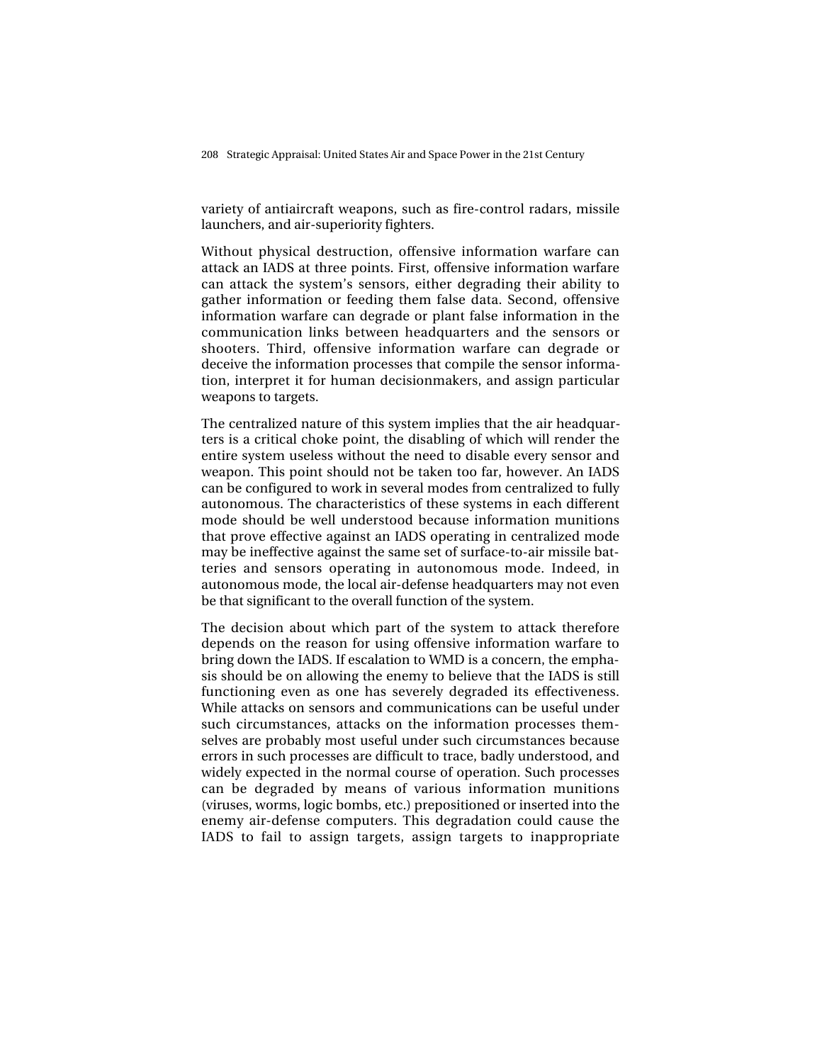variety of antiaircraft weapons, such as fire-control radars, missile launchers, and air-superiority fighters.

Without physical destruction, offensive information warfare can attack an IADS at three points. First, offensive information warfare can attack the system's sensors, either degrading their ability to gather information or feeding them false data. Second, offensive information warfare can degrade or plant false information in the communication links between headquarters and the sensors or shooters. Third, offensive information warfare can degrade or deceive the information processes that compile the sensor information, interpret it for human decisionmakers, and assign particular weapons to targets.

The centralized nature of this system implies that the air headquarters is a critical choke point, the disabling of which will render the entire system useless without the need to disable every sensor and weapon. This point should not be taken too far, however. An IADS can be configured to work in several modes from centralized to fully autonomous. The characteristics of these systems in each different mode should be well understood because information munitions that prove effective against an IADS operating in centralized mode may be ineffective against the same set of surface-to-air missile batteries and sensors operating in autonomous mode. Indeed, in autonomous mode, the local air-defense headquarters may not even be that significant to the overall function of the system.

The decision about which part of the system to attack therefore depends on the reason for using offensive information warfare to bring down the IADS. If escalation to WMD is a concern, the emphasis should be on allowing the enemy to believe that the IADS is still functioning even as one has severely degraded its effectiveness. While attacks on sensors and communications can be useful under such circumstances, attacks on the information processes themselves are probably most useful under such circumstances because errors in such processes are difficult to trace, badly understood, and widely expected in the normal course of operation. Such processes can be degraded by means of various information munitions (viruses, worms, logic bombs, etc.) prepositioned or inserted into the enemy air-defense computers. This degradation could cause the IADS to fail to assign targets, assign targets to inappropriate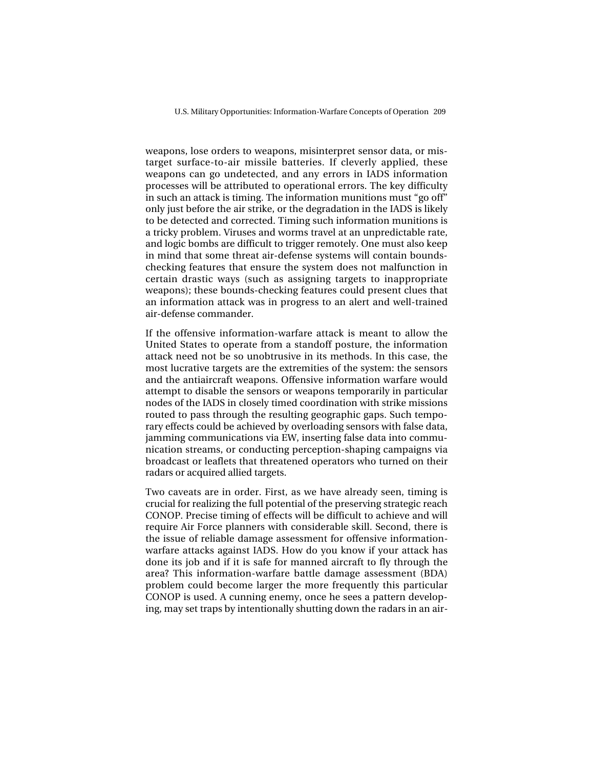weapons, lose orders to weapons, misinterpret sensor data, or mistarget surface-to-air missile batteries. If cleverly applied, these weapons can go undetected, and any errors in IADS information processes will be attributed to operational errors. The key difficulty in such an attack is timing. The information munitions must "go off" only just before the air strike, or the degradation in the IADS is likely to be detected and corrected. Timing such information munitions is a tricky problem. Viruses and worms travel at an unpredictable rate, and logic bombs are difficult to trigger remotely. One must also keep in mind that some threat air-defense systems will contain bounds-checking features that ensure the system does not malfunction in certain drastic ways (such as assigning targets to inappropriate weapons); these bounds-checking features could present clues that an information attack was in progress to an alert and well-trained air-defense commander.

If the offensive information-warfare attack is meant to allow the United States to operate from a standoff posture, the information attack need not be so unobtrusive in its methods. In this case, the most lucrative targets are the extremities of the system: the sensors and the antiaircraft weapons. Offensive information warfare would attempt to disable the sensors or weapons temporarily in particular nodes of the IADS in closely timed coordination with strike missions routed to pass through the resulting geographic gaps. Such temporary effects could be achieved by overloading sensors with false data, jamming communications via EW, inserting false data into communication streams, or conducting perception-shaping campaigns via broadcast or leaflets that threatened operators who turned on their radars or acquired allied targets.

Two caveats are in order. First, as we have already seen, timing is crucial for realizing the full potential of the preserving strategic reach CONOP. Precise timing of effects will be difficult to achieve and will require Air Force planners with considerable skill. Second, there is the issue of reliable damage assessment for offensive information-warfare attacks against IADS. How do you know if your attack has done its job and if it is safe for manned aircraft to fly through the area? This information-warfare battle damage assessment (BDA) problem could become larger the more frequently this particular CONOP is used. A cunning enemy, once he sees a pattern developing, may set traps by intentionally shutting down the radars in an air-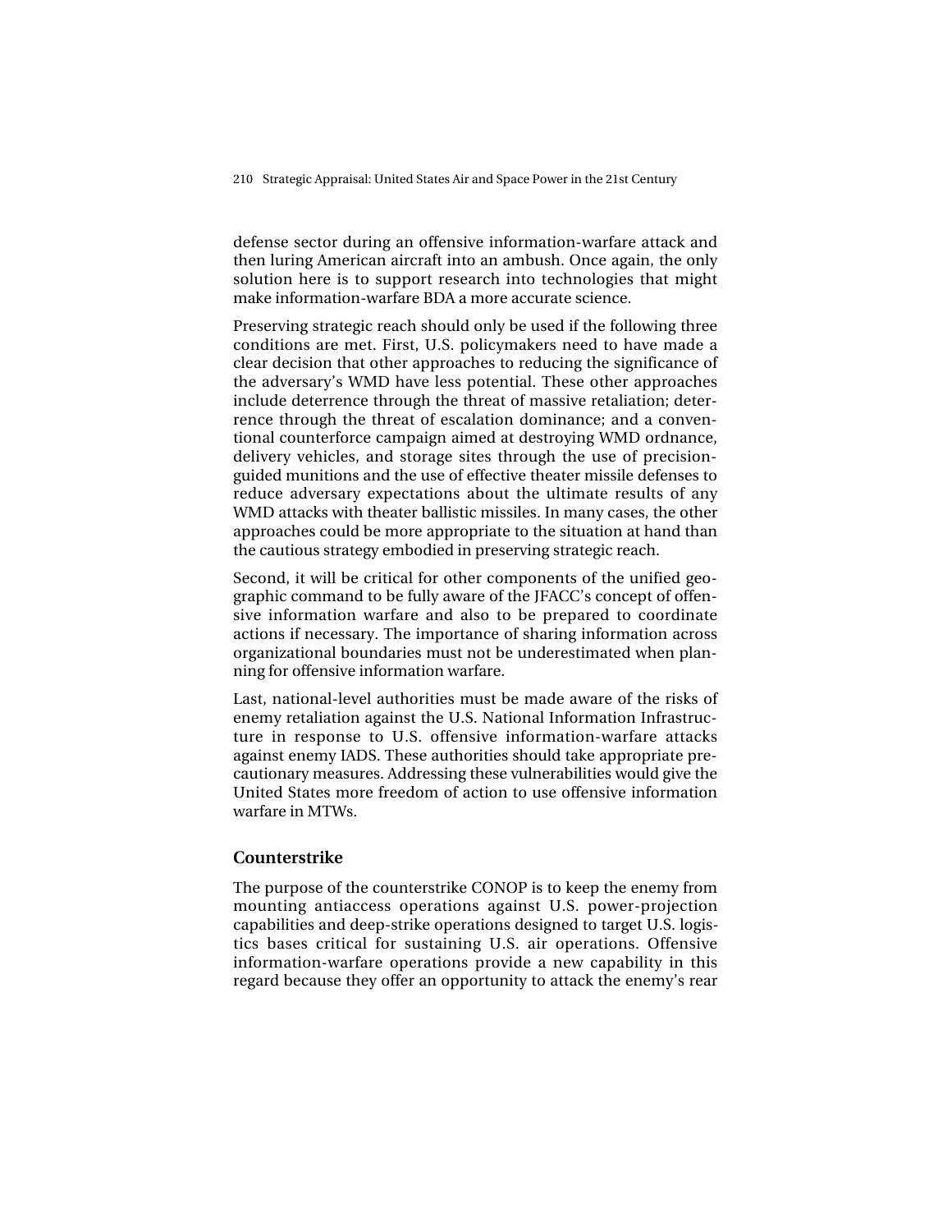defense sector during an offensive information-warfare attack and then luring American aircraft into an ambush. Once again, the only solution here is to support research into technologies that might make information-warfare BDA a more accurate science.

Preserving strategic reach should only be used if the following three conditions are met. First, U.S. policymakers need to have made a clear decision that other approaches to reducing the significance of the adversary's WMD have less potential. These other approaches include deterrence through the threat of massive retaliation; deterrence through the threat of escalation dominance; and a conventional counterforce campaign aimed at destroying WMD ordnance, delivery vehicles, and storage sites through the use of precision-guided munitions and the use of effective theater missile defenses to reduce adversary expectations about the ultimate results of any WMD attacks with theater ballistic missiles. In many cases, the other approaches could be more appropriate to the situation at hand than the cautious strategy embodied in preserving strategic reach.

Second, it will be critical for other components of the unified geographic command to be fully aware of the JFACC's concept of offensive information warfare and also to be prepared to coordinate actions if necessary. The importance of sharing information across organizational boundaries must not be underestimated when planning for offensive information warfare.

Last, national-level authorities must be made aware of the risks of enemy retaliation against the U.S. National Information Infrastructure in response to U.S. offensive information-warfare attacks against enemy IADS. These authorities should take appropriate precautionary measures. Addressing these vulnerabilities would give the United States more freedom of action to use offensive information warfare in MTWs.

### Counterstrike

The purpose of the counterstrike CONOP is to keep the enemy from mounting antiaccess operations against U.S. power-projection capabilities and deep-strike operations designed to target U.S. logistics bases critical for sustaining U.S. air operations. Offensive information-warfare operations provide a new capability in this regard because they offer an opportunity to attack the enemy's rear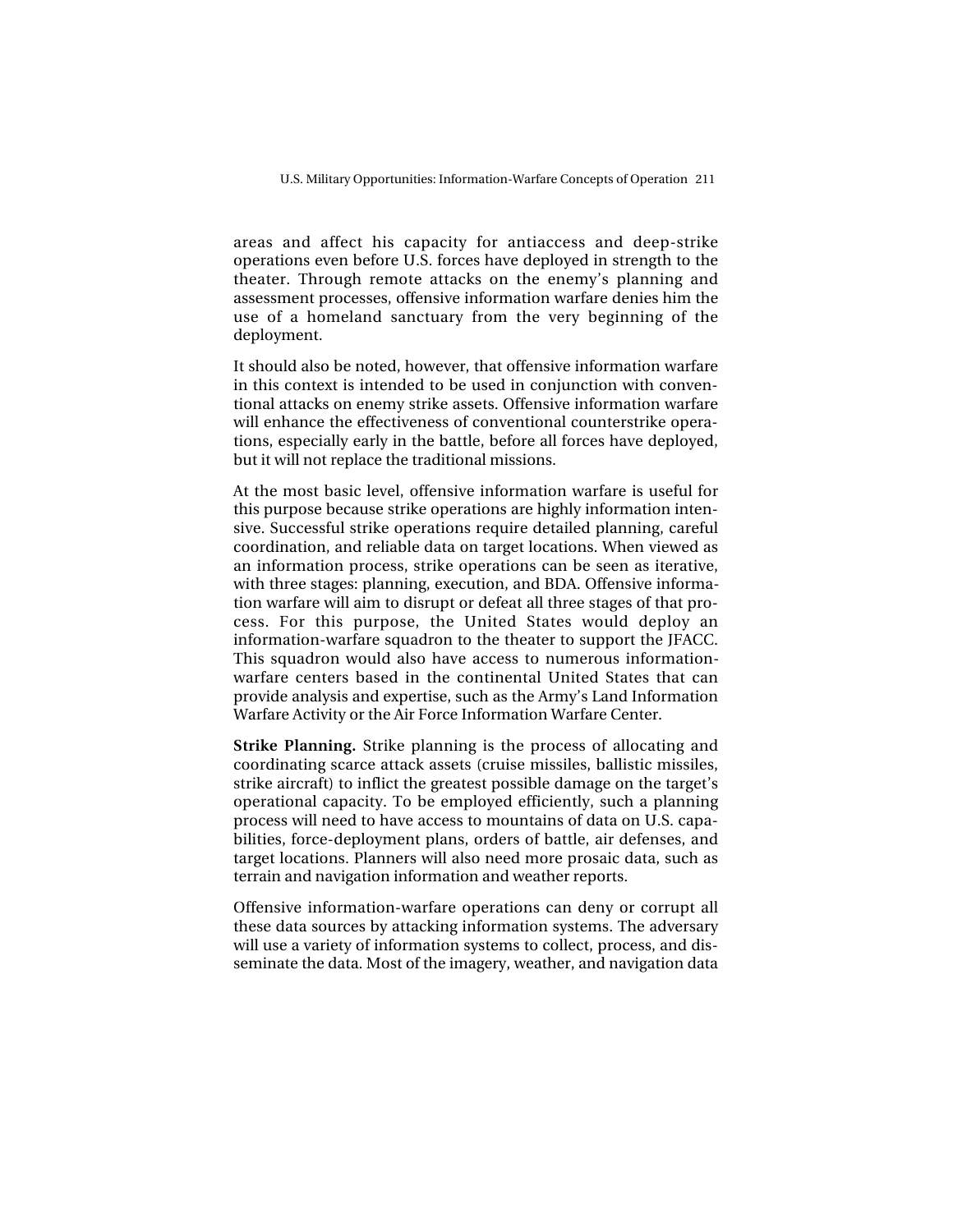areas and affect his capacity for antiaccess and deep-strike operations even before U.S. forces have deployed in strength to the theater. Through remote attacks on the enemy's planning and assessment processes, offensive information warfare denies him the use of a homeland sanctuary from the very beginning of the deployment.

It should also be noted, however, that offensive information warfare in this context is intended to be used in conjunction with conventional attacks on enemy strike assets. Offensive information warfare will enhance the effectiveness of conventional counterstrike operations, especially early in the battle, before all forces have deployed, but it will not replace the traditional missions.

At the most basic level, offensive information warfare is useful for this purpose because strike operations are highly information intensive. Successful strike operations require detailed planning, careful coordination, and reliable data on target locations. When viewed as an information process, strike operations can be seen as iterative, with three stages: planning, execution, and BDA. Offensive information warfare will aim to disrupt or defeat all three stages of that process. For this purpose, the United States would deploy an information-warfare squadron to the theater to support the JFACC. This squadron would also have access to numerous information-warfare centers based in the continental United States that can provide analysis and expertise, such as the Army's Land Information Warfare Activity or the Air Force Information Warfare Center.

**Strike Planning.** Strike planning is the process of allocating and coordinating scarce attack assets (cruise missiles, ballistic missiles, strike aircraft) to inflict the greatest possible damage on the target's operational capacity. To be employed efficiently, such a planning process will need to have access to mountains of data on U.S. capabilities, force-deployment plans, orders of battle, air defenses, and target locations. Planners will also need more prosaic data, such as terrain and navigation information and weather reports.

Offensive information-warfare operations can deny or corrupt all these data sources by attacking information systems. The adversary will use a variety of information systems to collect, process, and disseminate the data. Most of the imagery, weather, and navigation data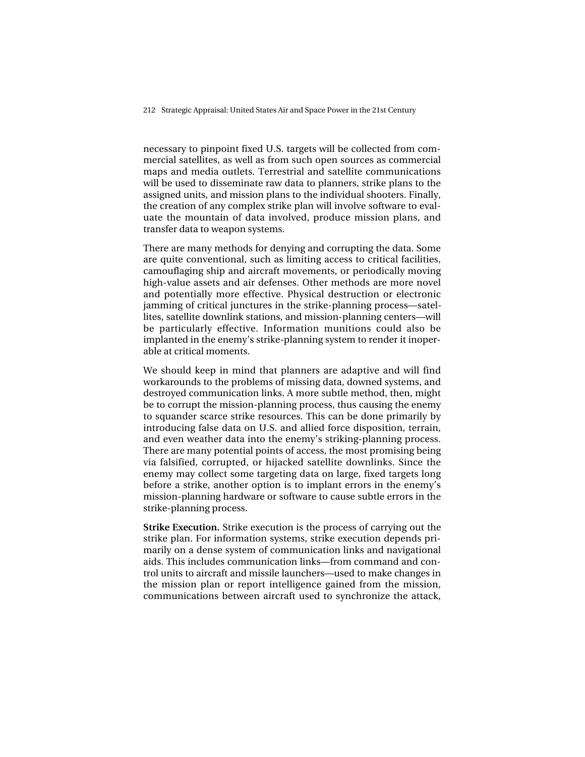necessary to pinpoint fixed U.S. targets will be collected from commercial satellites, as well as from such open sources as commercial maps and media outlets. Terrestrial and satellite communications will be used to disseminate raw data to planners, strike plans to the assigned units, and mission plans to the individual shooters. Finally, the creation of any complex strike plan will involve software to evaluate the mountain of data involved, produce mission plans, and transfer data to weapon systems.

There are many methods for denying and corrupting the data. Some are quite conventional, such as limiting access to critical facilities, camouflaging ship and aircraft movements, or periodically moving high-value assets and air defenses. Other methods are more novel and potentially more effective. Physical destruction or electronic jamming of critical junctures in the strike-planning process—satellites, satellite downlink stations, and mission-planning centers—will be particularly effective. Information munitions could also be implanted in the enemy's strike-planning system to render it inoperable at critical moments.

We should keep in mind that planners are adaptive and will find workarounds to the problems of missing data, downed systems, and destroyed communication links. A more subtle method, then, might be to corrupt the mission-planning process, thus causing the enemy to squander scarce strike resources. This can be done primarily by introducing false data on U.S. and allied force disposition, terrain, and even weather data into the enemy's striking-planning process. There are many potential points of access, the most promising being via falsified, corrupted, or hijacked satellite downlinks. Since the enemy may collect some targeting data on large, fixed targets long before a strike, another option is to implant errors in the enemy's mission-planning hardware or software to cause subtle errors in the strike-planning process.

**Strike Execution.** Strike execution is the process of carrying out the strike plan. For information systems, strike execution depends primarily on a dense system of communication links and navigational aids. This includes communication links—from command and control units to aircraft and missile launchers—used to make changes in the mission plan or report intelligence gained from the mission, communications between aircraft used to synchronize the attack,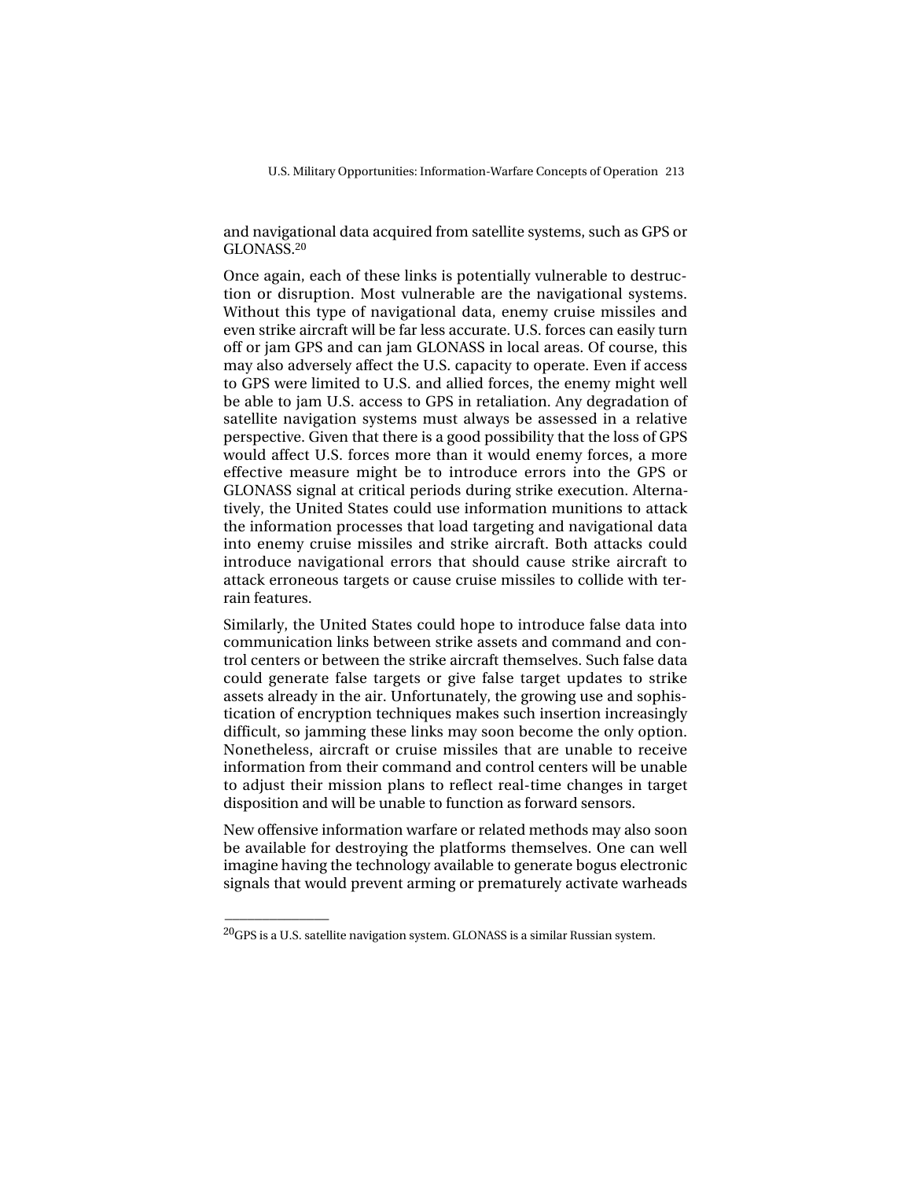and navigational data acquired from satellite systems, such as GPS or GLONASS.[20]

Once again, each of these links is potentially vulnerable to destruction or disruption. Most vulnerable are the navigational systems. Without this type of navigational data, enemy cruise missiles and even strike aircraft will be far less accurate. U.S. forces can easily turn off or jam GPS and can jam GLONASS in local areas. Of course, this may also adversely affect the U.S. capacity to operate. Even if access to GPS were limited to U.S. and allied forces, the enemy might well be able to jam U.S. access to GPS in retaliation. Any degradation of satellite navigation systems must always be assessed in a relative perspective. Given that there is a good possibility that the loss of GPS would affect U.S. forces more than it would enemy forces, a more effective measure might be to introduce errors into the GPS or GLONASS signal at critical periods during strike execution. Alternatively, the United States could use information munitions to attack the information processes that load targeting and navigational data into enemy cruise missiles and strike aircraft. Both attacks could introduce navigational errors that should cause strike aircraft to attack erroneous targets or cause cruise missiles to collide with terrain features.

Similarly, the United States could hope to introduce false data into communication links between strike assets and command and control centers or between the strike aircraft themselves. Such false data could generate false targets or give false target updates to strike assets already in the air. Unfortunately, the growing use and sophistication of encryption techniques makes such insertion increasingly difficult, so jamming these links may soon become the only option. Nonetheless, aircraft or cruise missiles that are unable to receive information from their command and control centers will be unable to adjust their mission plans to reflect real-time changes in target disposition and will be unable to function as forward sensors.

New offensive information warfare or related methods may also soon be available for destroying the platforms themselves. One can well imagine having the technology available to generate bogus electronic signals that would prevent arming or prematurely activate warheads

---

[20]GPS is a U.S. satellite navigation system. GLONASS is a similar Russian system.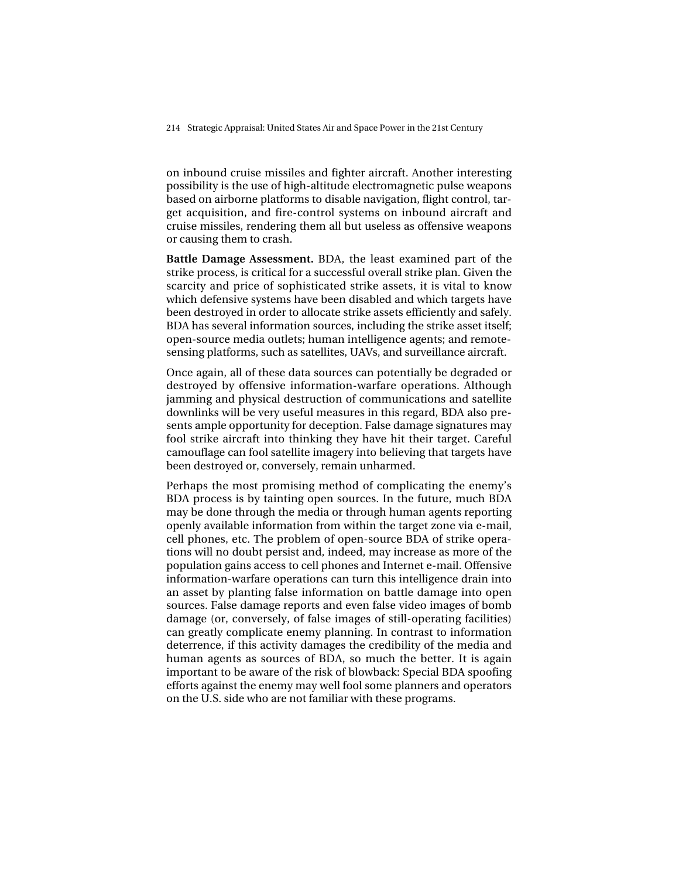on inbound cruise missiles and fighter aircraft. Another interesting possibility is the use of high-altitude electromagnetic pulse weapons based on airborne platforms to disable navigation, flight control, target acquisition, and fire-control systems on inbound aircraft and cruise missiles, rendering them all but useless as offensive weapons or causing them to crash.

**Battle Damage Assessment.** BDA, the least examined part of the strike process, is critical for a successful overall strike plan. Given the scarcity and price of sophisticated strike assets, it is vital to know which defensive systems have been disabled and which targets have been destroyed in order to allocate strike assets efficiently and safely. BDA has several information sources, including the strike asset itself; open-source media outlets; human intelligence agents; and remote-sensing platforms, such as satellites, UAVs, and surveillance aircraft.

Once again, all of these data sources can potentially be degraded or destroyed by offensive information-warfare operations. Although jamming and physical destruction of communications and satellite downlinks will be very useful measures in this regard, BDA also presents ample opportunity for deception. False damage signatures may fool strike aircraft into thinking they have hit their target. Careful camouflage can fool satellite imagery into believing that targets have been destroyed or, conversely, remain unharmed.

Perhaps the most promising method of complicating the enemy's BDA process is by tainting open sources. In the future, much BDA may be done through the media or through human agents reporting openly available information from within the target zone via e-mail, cell phones, etc. The problem of open-source BDA of strike operations will no doubt persist and, indeed, may increase as more of the population gains access to cell phones and Internet e-mail. Offensive information-warfare operations can turn this intelligence drain into an asset by planting false information on battle damage into open sources. False damage reports and even false video images of bomb damage (or, conversely, of false images of still-operating facilities) can greatly complicate enemy planning. In contrast to information deterrence, if this activity damages the credibility of the media and human agents as sources of BDA, so much the better. It is again important to be aware of the risk of blowback: Special BDA spoofing efforts against the enemy may well fool some planners and operators on the U.S. side who are not familiar with these programs.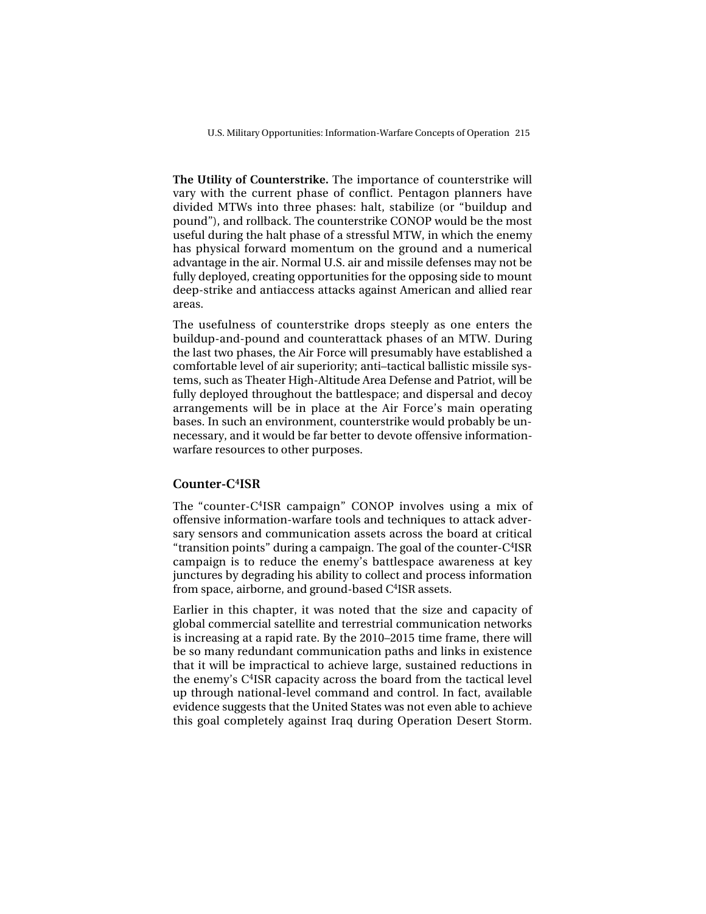**The Utility of Counterstrike.** The importance of counterstrike will vary with the current phase of conflict. Pentagon planners have divided MTWs into three phases: halt, stabilize (or "buildup and pound"), and rollback. The counterstrike CONOP would be the most useful during the halt phase of a stressful MTW, in which the enemy has physical forward momentum on the ground and a numerical advantage in the air. Normal U.S. air and missile defenses may not be fully deployed, creating opportunities for the opposing side to mount deep-strike and antiaccess attacks against American and allied rear areas.

The usefulness of counterstrike drops steeply as one enters the buildup-and-pound and counterattack phases of an MTW. During the last two phases, the Air Force will presumably have established a comfortable level of air superiority; anti–tactical ballistic missile systems, such as Theater High-Altitude Area Defense and Patriot, will be fully deployed throughout the battlespace; and dispersal and decoy arrangements will be in place at the Air Force's main operating bases. In such an environment, counterstrike would probably be unnecessary, and it would be far better to devote offensive information-warfare resources to other purposes.

### Counter-C$^4$ISR

The "counter-C$^4$ISR campaign" CONOP involves using a mix of offensive information-warfare tools and techniques to attack adversary sensors and communication assets across the board at critical "transition points" during a campaign. The goal of the counter-C$^4$ISR campaign is to reduce the enemy's battlespace awareness at key junctures by degrading his ability to collect and process information from space, airborne, and ground-based C$^4$ISR assets.

Earlier in this chapter, it was noted that the size and capacity of global commercial satellite and terrestrial communication networks is increasing at a rapid rate. By the 2010–2015 time frame, there will be so many redundant communication paths and links in existence that it will be impractical to achieve large, sustained reductions in the enemy's C$^4$ISR capacity across the board from the tactical level up through national-level command and control. In fact, available evidence suggests that the United States was not even able to achieve this goal completely against Iraq during Operation Desert Storm.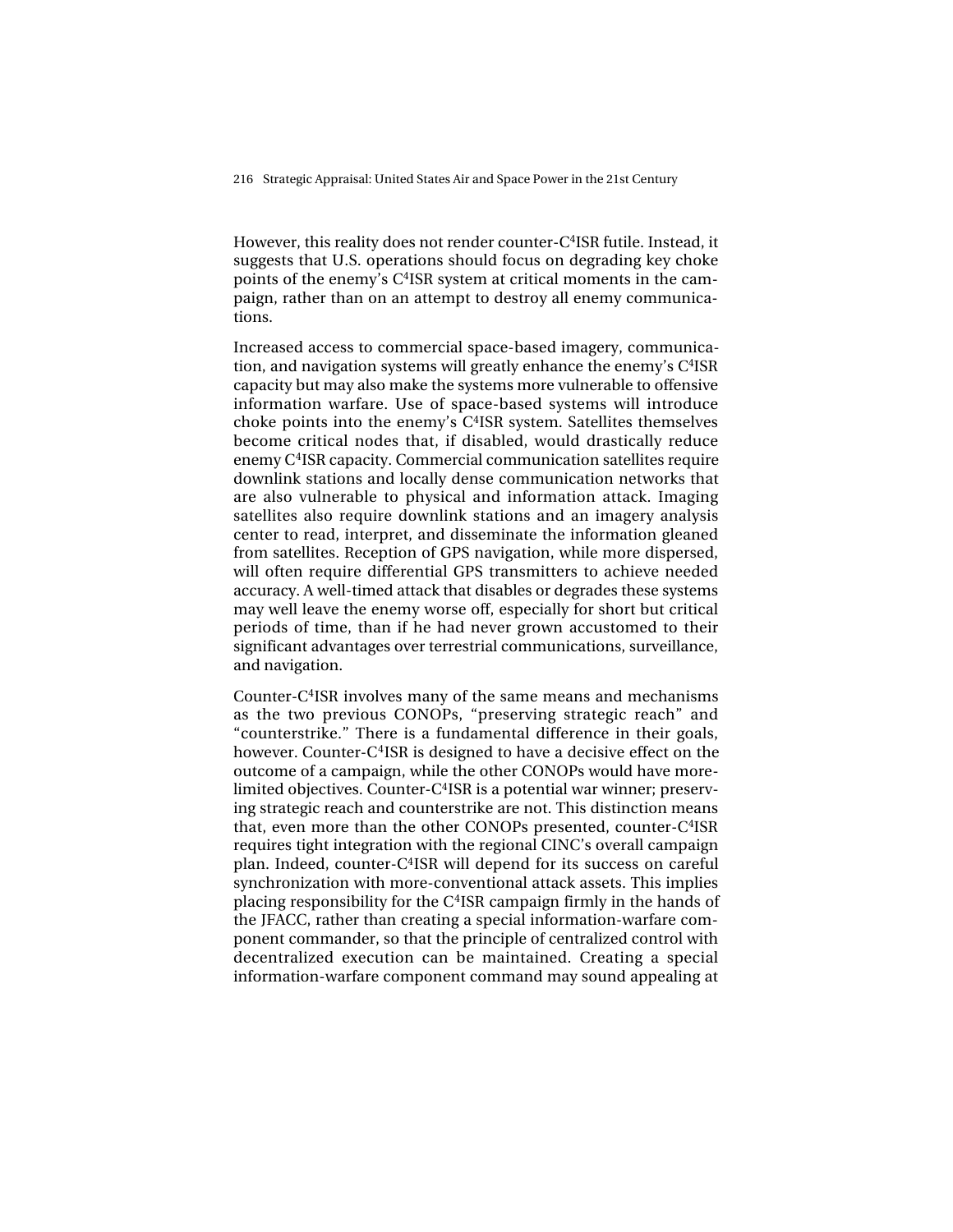However, this reality does not render counter-$C^4$ISR futile. Instead, it suggests that U.S. operations should focus on degrading key choke points of the enemy's $C^4$ISR system at critical moments in the campaign, rather than on an attempt to destroy all enemy communications.

Increased access to commercial space-based imagery, communication, and navigation systems will greatly enhance the enemy's $C^4$ISR capacity but may also make the systems more vulnerable to offensive information warfare. Use of space-based systems will introduce choke points into the enemy's $C^4$ISR system. Satellites themselves become critical nodes that, if disabled, would drastically reduce enemy $C^4$ISR capacity. Commercial communication satellites require downlink stations and locally dense communication networks that are also vulnerable to physical and information attack. Imaging satellites also require downlink stations and an imagery analysis center to read, interpret, and disseminate the information gleaned from satellites. Reception of GPS navigation, while more dispersed, will often require differential GPS transmitters to achieve needed accuracy. A well-timed attack that disables or degrades these systems may well leave the enemy worse off, especially for short but critical periods of time, than if he had never grown accustomed to their significant advantages over terrestrial communications, surveillance, and navigation.

Counter-$C^4$ISR involves many of the same means and mechanisms as the two previous CONOPs, "preserving strategic reach" and "counterstrike." There is a fundamental difference in their goals, however. Counter-$C^4$ISR is designed to have a decisive effect on the outcome of a campaign, while the other CONOPs would have more-limited objectives. Counter-$C^4$ISR is a potential war winner; preserving strategic reach and counterstrike are not. This distinction means that, even more than the other CONOPs presented, counter-$C^4$ISR requires tight integration with the regional CINC's overall campaign plan. Indeed, counter-$C^4$ISR will depend for its success on careful synchronization with more-conventional attack assets. This implies placing responsibility for the $C^4$ISR campaign firmly in the hands of the JFACC, rather than creating a special information-warfare component commander, so that the principle of centralized control with decentralized execution can be maintained. Creating a special information-warfare component command may sound appealing at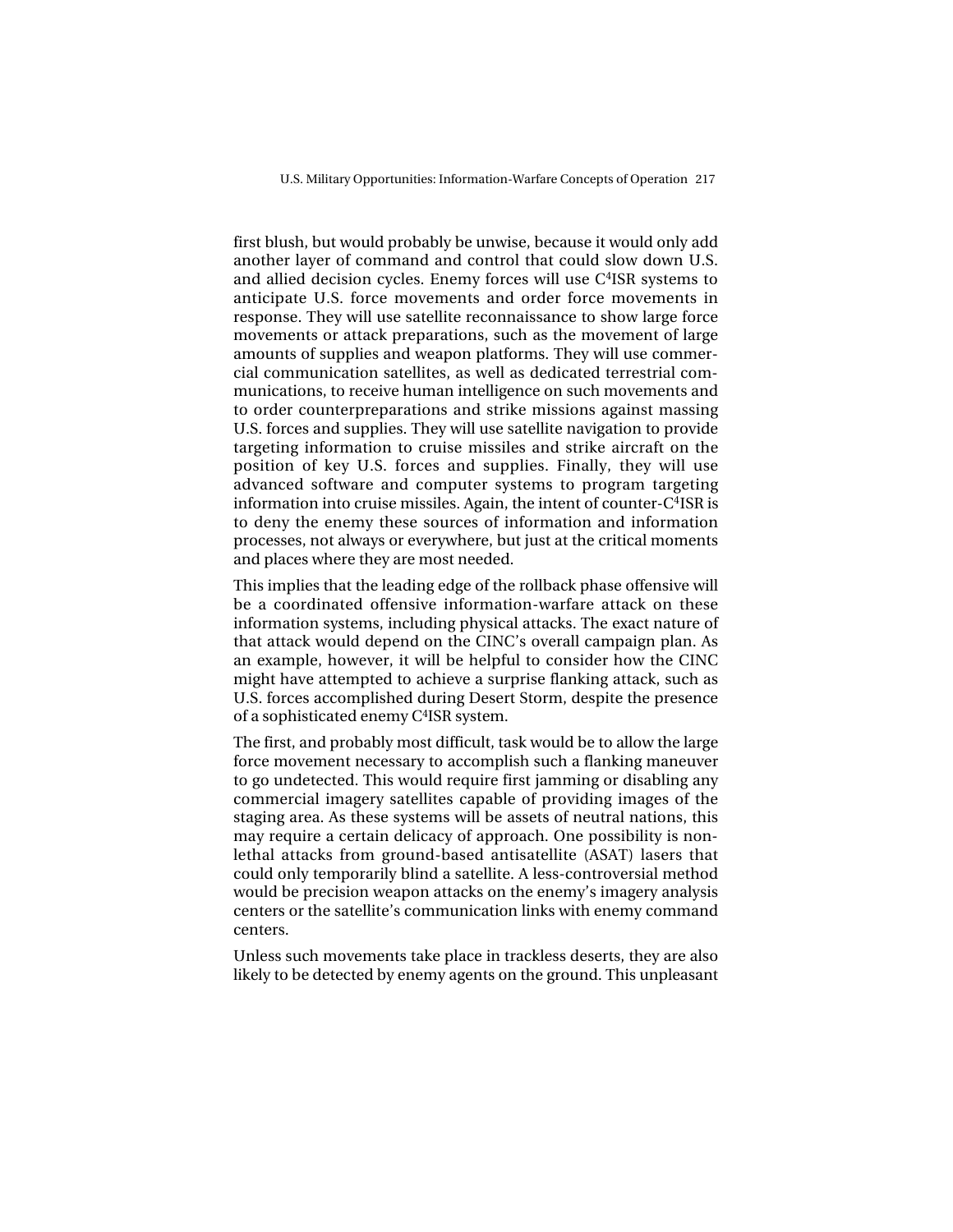first blush, but would probably be unwise, because it would only add another layer of command and control that could slow down U.S. and allied decision cycles. Enemy forces will use $C^4$ISR systems to anticipate U.S. force movements and order force movements in response. They will use satellite reconnaissance to show large force movements or attack preparations, such as the movement of large amounts of supplies and weapon platforms. They will use commercial communication satellites, as well as dedicated terrestrial communications, to receive human intelligence on such movements and to order counterpreparations and strike missions against massing U.S. forces and supplies. They will use satellite navigation to provide targeting information to cruise missiles and strike aircraft on the position of key U.S. forces and supplies. Finally, they will use advanced software and computer systems to program targeting information into cruise missiles. Again, the intent of counter-$C^4$ISR is to deny the enemy these sources of information and information processes, not always or everywhere, but just at the critical moments and places where they are most needed.

This implies that the leading edge of the rollback phase offensive will be a coordinated offensive information-warfare attack on these information systems, including physical attacks. The exact nature of that attack would depend on the CINC's overall campaign plan. As an example, however, it will be helpful to consider how the CINC might have attempted to achieve a surprise flanking attack, such as U.S. forces accomplished during Desert Storm, despite the presence of a sophisticated enemy $C^4$ISR system.

The first, and probably most difficult, task would be to allow the large force movement necessary to accomplish such a flanking maneuver to go undetected. This would require first jamming or disabling any commercial imagery satellites capable of providing images of the staging area. As these systems will be assets of neutral nations, this may require a certain delicacy of approach. One possibility is non-lethal attacks from ground-based antisatellite (ASAT) lasers that could only temporarily blind a satellite. A less-controversial method would be precision weapon attacks on the enemy's imagery analysis centers or the satellite's communication links with enemy command centers.

Unless such movements take place in trackless deserts, they are also likely to be detected by enemy agents on the ground. This unpleasant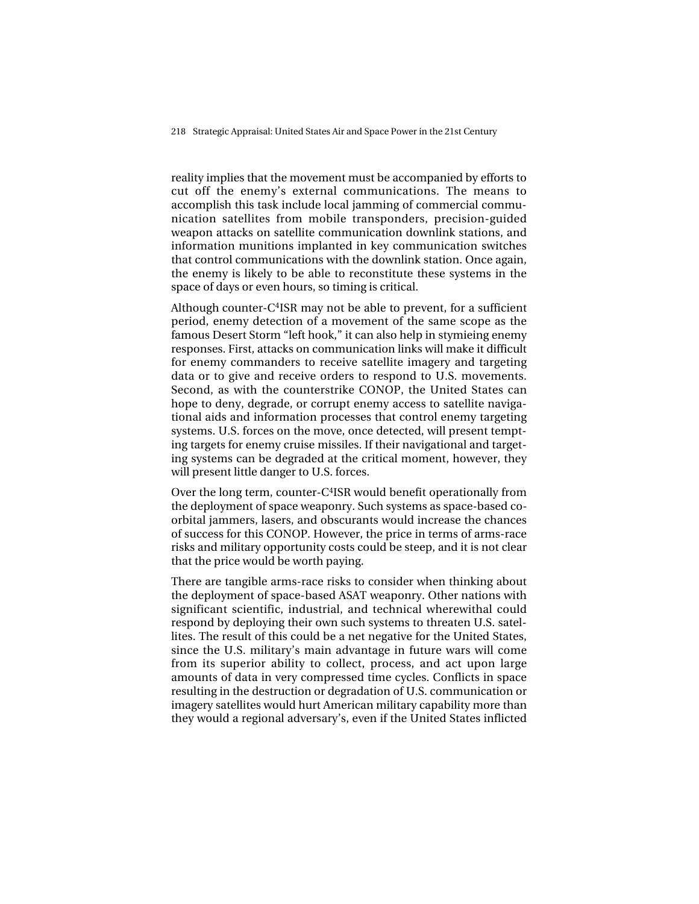reality implies that the movement must be accompanied by efforts to cut off the enemy's external communications. The means to accomplish this task include local jamming of commercial communication satellites from mobile transponders, precision-guided weapon attacks on satellite communication downlink stations, and information munitions implanted in key communication switches that control communications with the downlink station. Once again, the enemy is likely to be able to reconstitute these systems in the space of days or even hours, so timing is critical.

Although counter-C$^4$ISR may not be able to prevent, for a sufficient period, enemy detection of a movement of the same scope as the famous Desert Storm "left hook," it can also help in stymieing enemy responses. First, attacks on communication links will make it difficult for enemy commanders to receive satellite imagery and targeting data or to give and receive orders to respond to U.S. movements. Second, as with the counterstrike CONOP, the United States can hope to deny, degrade, or corrupt enemy access to satellite navigational aids and information processes that control enemy targeting systems. U.S. forces on the move, once detected, will present tempting targets for enemy cruise missiles. If their navigational and targeting systems can be degraded at the critical moment, however, they will present little danger to U.S. forces.

Over the long term, counter-C$^4$ISR would benefit operationally from the deployment of space weaponry. Such systems as space-based co-orbital jammers, lasers, and obscurants would increase the chances of success for this CONOP. However, the price in terms of arms-race risks and military opportunity costs could be steep, and it is not clear that the price would be worth paying.

There are tangible arms-race risks to consider when thinking about the deployment of space-based ASAT weaponry. Other nations with significant scientific, industrial, and technical wherewithal could respond by deploying their own such systems to threaten U.S. satellites. The result of this could be a net negative for the United States, since the U.S. military's main advantage in future wars will come from its superior ability to collect, process, and act upon large amounts of data in very compressed time cycles. Conflicts in space resulting in the destruction or degradation of U.S. communication or imagery satellites would hurt American military capability more than they would a regional adversary's, even if the United States inflicted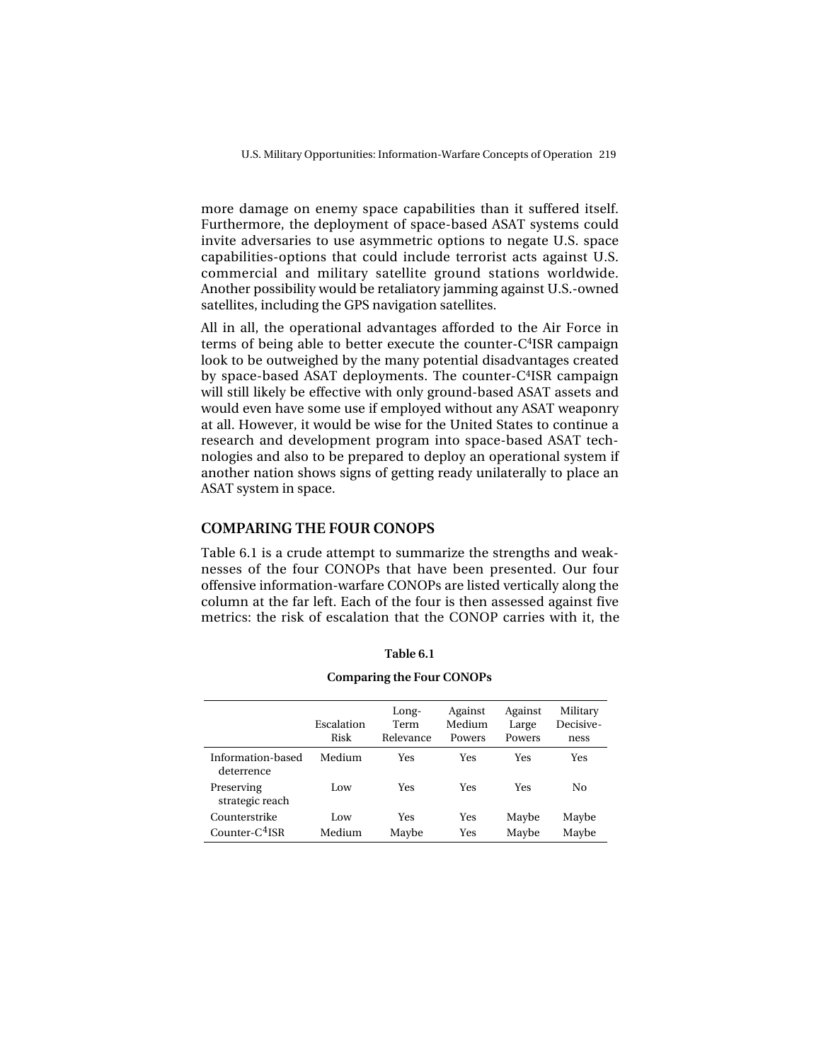more damage on enemy space capabilities than it suffered itself. Furthermore, the deployment of space-based ASAT systems could invite adversaries to use asymmetric options to negate U.S. space capabilities-options that could include terrorist acts against U.S. commercial and military satellite ground stations worldwide. Another possibility would be retaliatory jamming against U.S.-owned satellites, including the GPS navigation satellites.

All in all, the operational advantages afforded to the Air Force in terms of being able to better execute the counter-$C^4$ISR campaign look to be outweighed by the many potential disadvantages created by space-based ASAT deployments. The counter-$C^4$ISR campaign will still likely be effective with only ground-based ASAT assets and would even have some use if employed without any ASAT weaponry at all. However, it would be wise for the United States to continue a research and development program into space-based ASAT technologies and also to be prepared to deploy an operational system if another nation shows signs of getting ready unilaterally to place an ASAT system in space.

## COMPARING THE FOUR CONOPS

Table 6.1 is a crude attempt to summarize the strengths and weaknesses of the four CONOPs that have been presented. Our four offensive information-warfare CONOPs are listed vertically along the column at the far left. Each of the four is then assessed against five metrics: the risk of escalation that the CONOP carries with it, the

**Table 6.1**

**Comparing the Four CONOPs**

| | Escalation Risk | Long-Term Relevance | Against Medium Powers | Against Large Powers | Military Decisive-ness |
|---|---|---|---|---|---|
| Information-based deterrence | Medium | Yes | Yes | Yes | Yes |
| Preserving strategic reach | Low | Yes | Yes | Yes | No |
| Counterstrike | Low | Yes | Yes | Maybe | Maybe |
| Counter-$C^4$ISR | Medium | Maybe | Yes | Maybe | Maybe |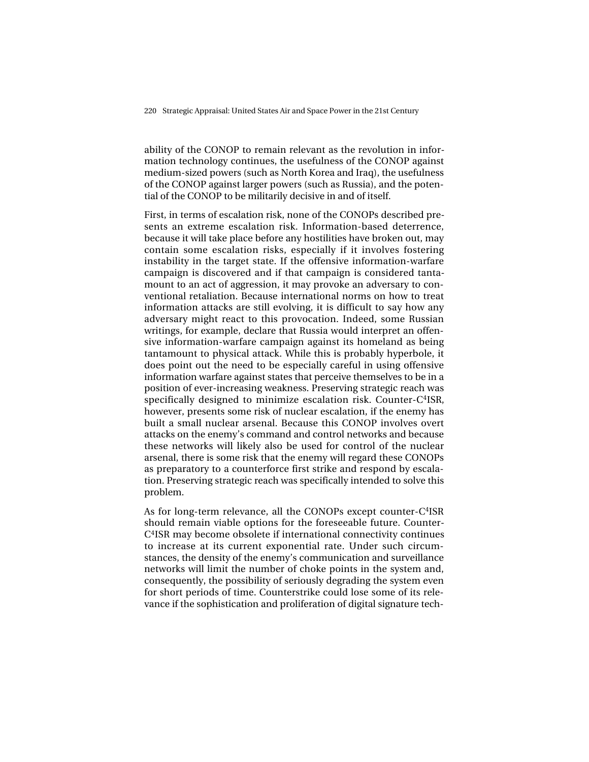ability of the CONOP to remain relevant as the revolution in information technology continues, the usefulness of the CONOP against medium-sized powers (such as North Korea and Iraq), the usefulness of the CONOP against larger powers (such as Russia), and the potential of the CONOP to be militarily decisive in and of itself.

First, in terms of escalation risk, none of the CONOPs described presents an extreme escalation risk. Information-based deterrence, because it will take place before any hostilities have broken out, may contain some escalation risks, especially if it involves fostering instability in the target state. If the offensive information-warfare campaign is discovered and if that campaign is considered tantamount to an act of aggression, it may provoke an adversary to conventional retaliation. Because international norms on how to treat information attacks are still evolving, it is difficult to say how any adversary might react to this provocation. Indeed, some Russian writings, for example, declare that Russia would interpret an offensive information-warfare campaign against its homeland as being tantamount to physical attack. While this is probably hyperbole, it does point out the need to be especially careful in using offensive information warfare against states that perceive themselves to be in a position of ever-increasing weakness. Preserving strategic reach was specifically designed to minimize escalation risk. Counter-$C^4$ISR, however, presents some risk of nuclear escalation, if the enemy has built a small nuclear arsenal. Because this CONOP involves overt attacks on the enemy's command and control networks and because these networks will likely also be used for control of the nuclear arsenal, there is some risk that the enemy will regard these CONOPs as preparatory to a counterforce first strike and respond by escalation. Preserving strategic reach was specifically intended to solve this problem.

As for long-term relevance, all the CONOPs except counter-$C^4$ISR should remain viable options for the foreseeable future. Counter-$C^4$ISR may become obsolete if international connectivity continues to increase at its current exponential rate. Under such circumstances, the density of the enemy's communication and surveillance networks will limit the number of choke points in the system and, consequently, the possibility of seriously degrading the system even for short periods of time. Counterstrike could lose some of its relevance if the sophistication and proliferation of digital signature tech-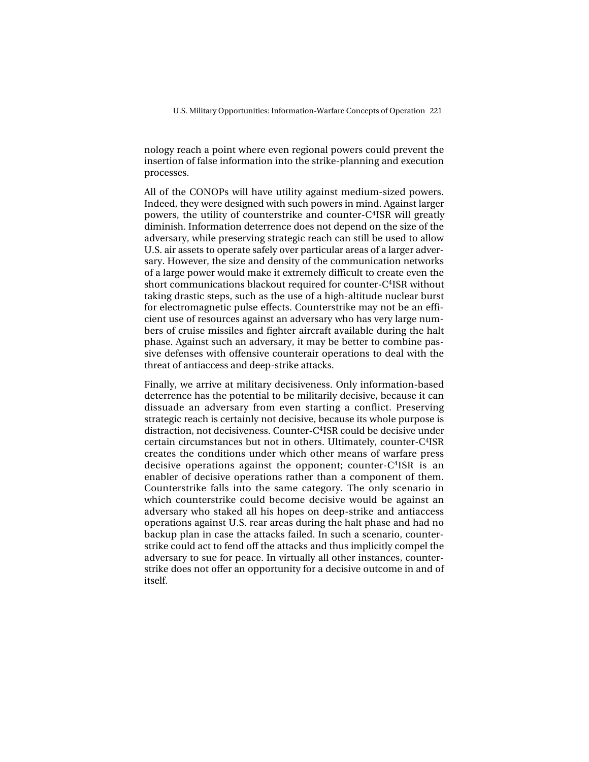nology reach a point where even regional powers could prevent the insertion of false information into the strike-planning and execution processes.

All of the CONOPs will have utility against medium-sized powers. Indeed, they were designed with such powers in mind. Against larger powers, the utility of counterstrike and counter-$C^4$ISR will greatly diminish. Information deterrence does not depend on the size of the adversary, while preserving strategic reach can still be used to allow U.S. air assets to operate safely over particular areas of a larger adversary. However, the size and density of the communication networks of a large power would make it extremely difficult to create even the short communications blackout required for counter-$C^4$ISR without taking drastic steps, such as the use of a high-altitude nuclear burst for electromagnetic pulse effects. Counterstrike may not be an efficient use of resources against an adversary who has very large numbers of cruise missiles and fighter aircraft available during the halt phase. Against such an adversary, it may be better to combine passive defenses with offensive counterair operations to deal with the threat of antiaccess and deep-strike attacks.

Finally, we arrive at military decisiveness. Only information-based deterrence has the potential to be militarily decisive, because it can dissuade an adversary from even starting a conflict. Preserving strategic reach is certainly not decisive, because its whole purpose is distraction, not decisiveness. Counter-$C^4$ISR could be decisive under certain circumstances but not in others. Ultimately, counter-$C^4$ISR creates the conditions under which other means of warfare press decisive operations against the opponent; counter-$C^4$ISR is an enabler of decisive operations rather than a component of them. Counterstrike falls into the same category. The only scenario in which counterstrike could become decisive would be against an adversary who staked all his hopes on deep-strike and antiaccess operations against U.S. rear areas during the halt phase and had no backup plan in case the attacks failed. In such a scenario, counterstrike could act to fend off the attacks and thus implicitly compel the adversary to sue for peace. In virtually all other instances, counterstrike does not offer an opportunity for a decisive outcome in and of itself.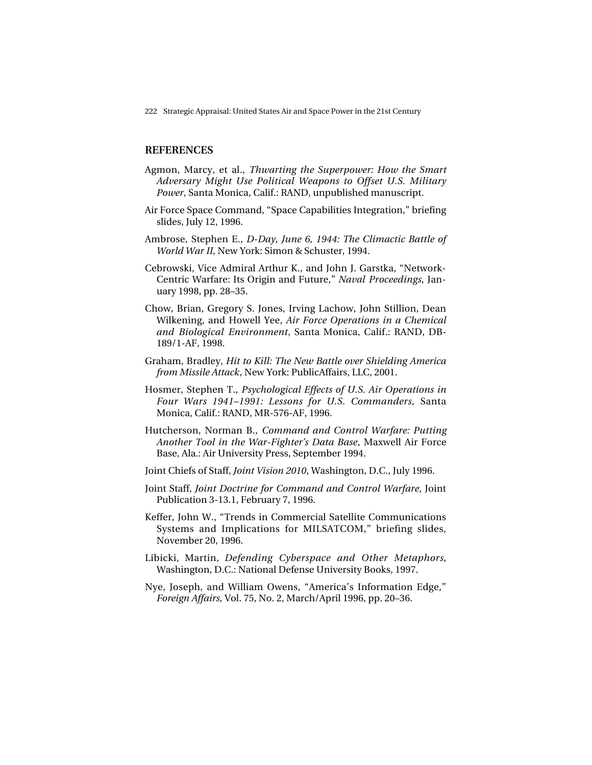## REFERENCES

Agmon, Marcy, et al., *Thwarting the Superpower: How the Smart Adversary Might Use Political Weapons to Offset U.S. Military Power*, Santa Monica, Calif.: RAND, unpublished manuscript.

Air Force Space Command, "Space Capabilities Integration," briefing slides, July 12, 1996.

Ambrose, Stephen E., *D-Day, June 6, 1944: The Climactic Battle of World War II*, New York: Simon & Schuster, 1994.

Cebrowski, Vice Admiral Arthur K., and John J. Garstka, "Network-Centric Warfare: Its Origin and Future," *Naval Proceedings*, January 1998, pp. 28–35.

Chow, Brian, Gregory S. Jones, Irving Lachow, John Stillion, Dean Wilkening, and Howell Yee, *Air Force Operations in a Chemical and Biological Environment*, Santa Monica, Calif.: RAND, DB-189/1-AF, 1998.

Graham, Bradley, *Hit to Kill: The New Battle over Shielding America from Missile Attack*, New York: PublicAffairs, LLC, 2001.

Hosmer, Stephen T., *Psychological Effects of U.S. Air Operations in Four Wars 1941–1991: Lessons for U.S. Commanders*, Santa Monica, Calif.: RAND, MR-576-AF, 1996.

Hutcherson, Norman B., *Command and Control Warfare: Putting Another Tool in the War-Fighter's Data Base*, Maxwell Air Force Base, Ala.: Air University Press, September 1994.

Joint Chiefs of Staff, *Joint Vision 2010*, Washington, D.C., July 1996.

Joint Staff, *Joint Doctrine for Command and Control Warfare*, Joint Publication 3-13.1, February 7, 1996.

Keffer, John W., "Trends in Commercial Satellite Communications Systems and Implications for MILSATCOM," briefing slides, November 20, 1996.

Libicki, Martin, *Defending Cyberspace and Other Metaphors*, Washington, D.C.: National Defense University Books, 1997.

Nye, Joseph, and William Owens, "America's Information Edge," *Foreign Affairs,* Vol. 75, No. 2, March/April 1996, pp. 20–36.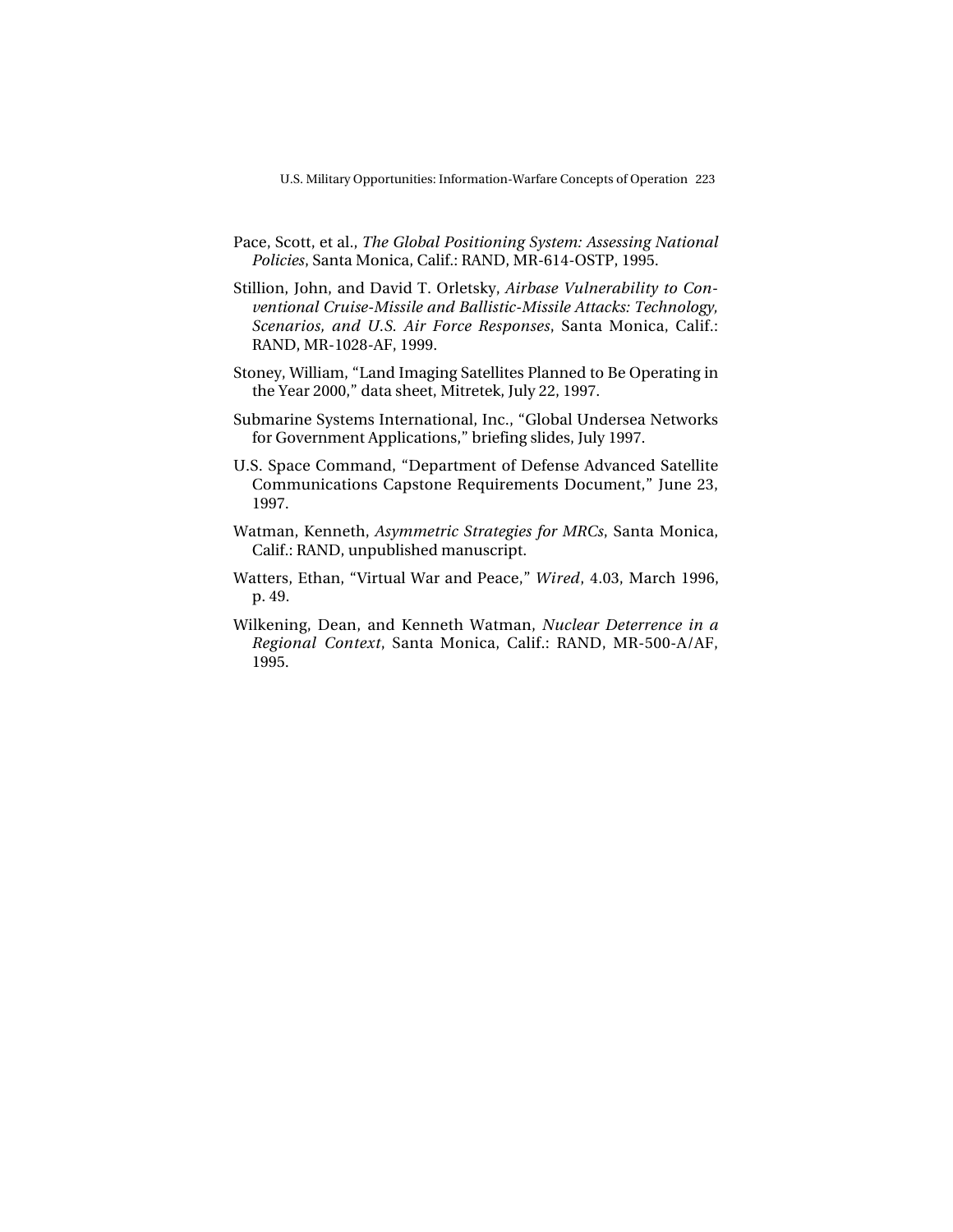Pace, Scott, et al., *The Global Positioning System: Assessing National Policies*, Santa Monica, Calif.: RAND, MR-614-OSTP, 1995.

Stillion, John, and David T. Orletsky, *Airbase Vulnerability to Conventional Cruise-Missile and Ballistic-Missile Attacks: Technology, Scenarios, and U.S. Air Force Responses*, Santa Monica, Calif.: RAND, MR-1028-AF, 1999.

Stoney, William, "Land Imaging Satellites Planned to Be Operating in the Year 2000," data sheet, Mitretek, July 22, 1997.

Submarine Systems International, Inc., "Global Undersea Networks for Government Applications," briefing slides, July 1997.

U.S. Space Command, "Department of Defense Advanced Satellite Communications Capstone Requirements Document," June 23, 1997.

Watman, Kenneth, *Asymmetric Strategies for MRCs*, Santa Monica, Calif.: RAND, unpublished manuscript.

Watters, Ethan, "Virtual War and Peace," *Wired*, 4.03, March 1996, p. 49.

Wilkening, Dean, and Kenneth Watman, *Nuclear Deterrence in a Regional Context*, Santa Monica, Calif.: RAND, MR-500-A/AF, 1995.